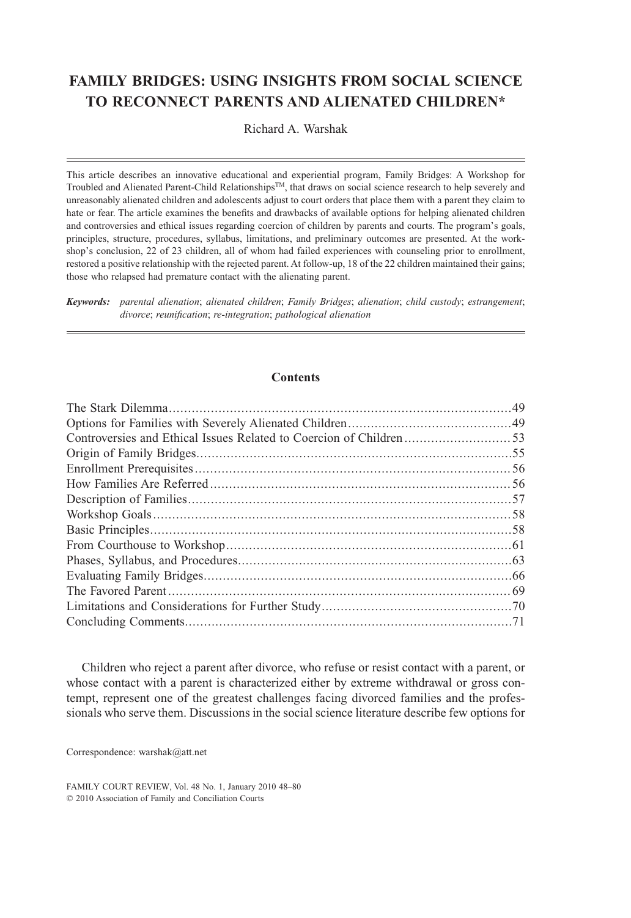# FAMILY BRIDGES: USING INSIGHTS FROM SOCIAL SCIENCE TO RECONNECT PARENTS AND ALIENATED CHILDREN*

Richard A. Warshak

This article describes an innovative educational and experiential program, Family Bridges: A Workshop for Troubled and Alienated Parent-Child Relationships™, that draws on social science research to help severely and unreasonably alienated children and adolescents adjust to court orders that place them with a parent they claim to hate or fear. The article examines the benefits and drawbacks of available options for helping alienated children and controversies and ethical issues regarding coercion of children by parents and courts. The program's goals, principles, structure, procedures, syllabus, limitations, and preliminary outcomes are presented. At the workshop's conclusion, 22 of 23 children, all of whom had failed experiences with counseling prior to enrollment, restored a positive relationship with the rejected parent. At follow-up, 18 of the 22 children maintained their gains; those who relapsed had premature contact with the alienating parent.

***Keywords:*** *parental alienation*; *alienated children*; *Family Bridges*; *alienation*; *child custody*; *estrangement*; *divorce*; *reunification*; *re-integration*; *pathological alienation*

## Contents

| Section | Page |
|---|---|
| The Stark Dilemma | 49 |
| Options for Families with Severely Alienated Children | 49 |
| Controversies and Ethical Issues Related to Coercion of Children | 53 |
| Origin of Family Bridges | 55 |
| Enrollment Prerequisites | 56 |
| How Families Are Referred | 56 |
| Description of Families | 57 |
| Workshop Goals | 58 |
| Basic Principles | 58 |
| From Courthouse to Workshop | 61 |
| Phases, Syllabus, and Procedures | 63 |
| Evaluating Family Bridges | 66 |
| The Favored Parent | 69 |
| Limitations and Considerations for Further Study | 70 |
| Concluding Comments | 71 |

Children who reject a parent after divorce, who refuse or resist contact with a parent, or whose contact with a parent is characterized either by extreme withdrawal or gross contempt, represent one of the greatest challenges facing divorced families and the professionals who serve them. Discussions in the social science literature describe few options for

Correspondence: warshak@att.net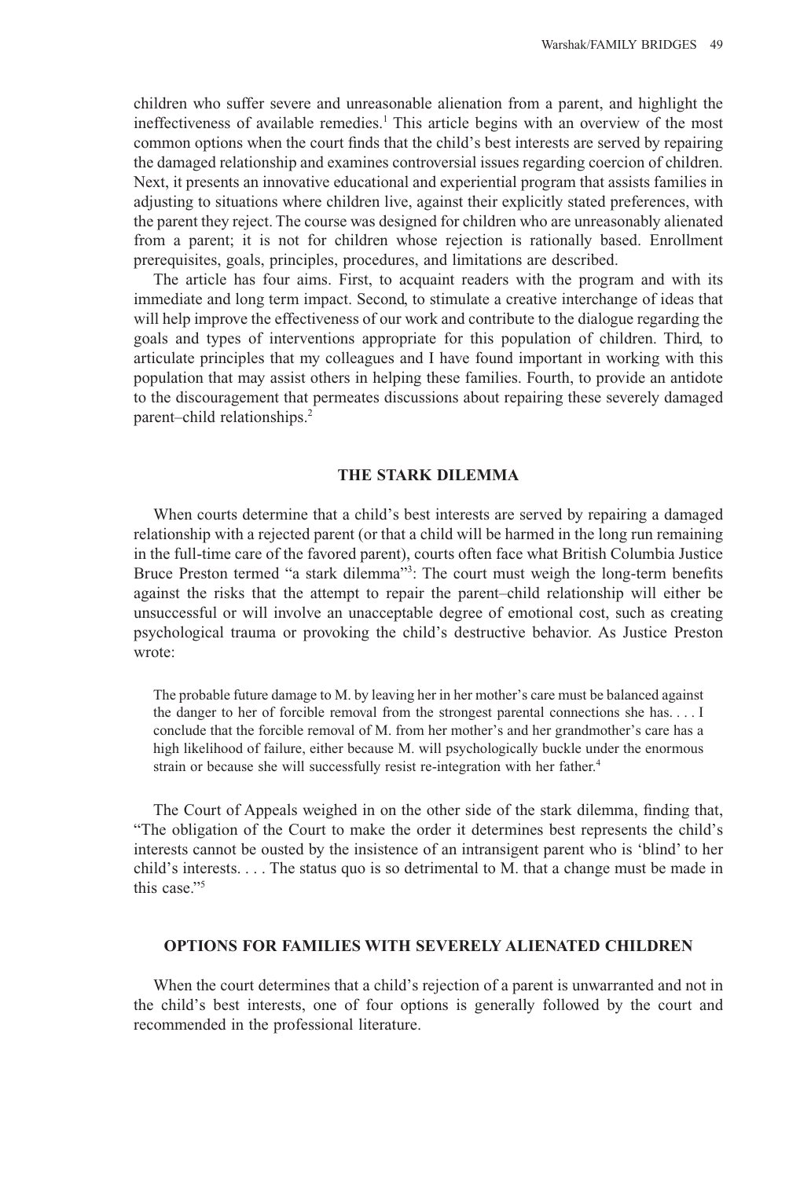children who suffer severe and unreasonable alienation from a parent, and highlight the ineffectiveness of available remedies.[1] This article begins with an overview of the most common options when the court finds that the child's best interests are served by repairing the damaged relationship and examines controversial issues regarding coercion of children. Next, it presents an innovative educational and experiential program that assists families in adjusting to situations where children live, against their explicitly stated preferences, with the parent they reject. The course was designed for children who are unreasonably alienated from a parent; it is not for children whose rejection is rationally based. Enrollment prerequisites, goals, principles, procedures, and limitations are described.

The article has four aims. First, to acquaint readers with the program and with its immediate and long term impact. Second, to stimulate a creative interchange of ideas that will help improve the effectiveness of our work and contribute to the dialogue regarding the goals and types of interventions appropriate for this population of children. Third, to articulate principles that my colleagues and I have found important in working with this population that may assist others in helping these families. Fourth, to provide an antidote to the discouragement that permeates discussions about repairing these severely damaged parent–child relationships.[2]

## THE STARK DILEMMA

When courts determine that a child's best interests are served by repairing a damaged relationship with a rejected parent (or that a child will be harmed in the long run remaining in the full-time care of the favored parent), courts often face what British Columbia Justice Bruce Preston termed "a stark dilemma"[3]: The court must weigh the long-term benefits against the risks that the attempt to repair the parent–child relationship will either be unsuccessful or will involve an unacceptable degree of emotional cost, such as creating psychological trauma or provoking the child's destructive behavior. As Justice Preston wrote:

> The probable future damage to M. by leaving her in her mother's care must be balanced against the danger to her of forcible removal from the strongest parental connections she has. . . . I conclude that the forcible removal of M. from her mother's and her grandmother's care has a high likelihood of failure, either because M. will psychologically buckle under the enormous strain or because she will successfully resist re-integration with her father.[4]

The Court of Appeals weighed in on the other side of the stark dilemma, finding that, "The obligation of the Court to make the order it determines best represents the child's interests cannot be ousted by the insistence of an intransigent parent who is 'blind' to her child's interests. . . . The status quo is so detrimental to M. that a change must be made in this case."[5]

## OPTIONS FOR FAMILIES WITH SEVERELY ALIENATED CHILDREN

When the court determines that a child's rejection of a parent is unwarranted and not in the child's best interests, one of four options is generally followed by the court and recommended in the professional literature.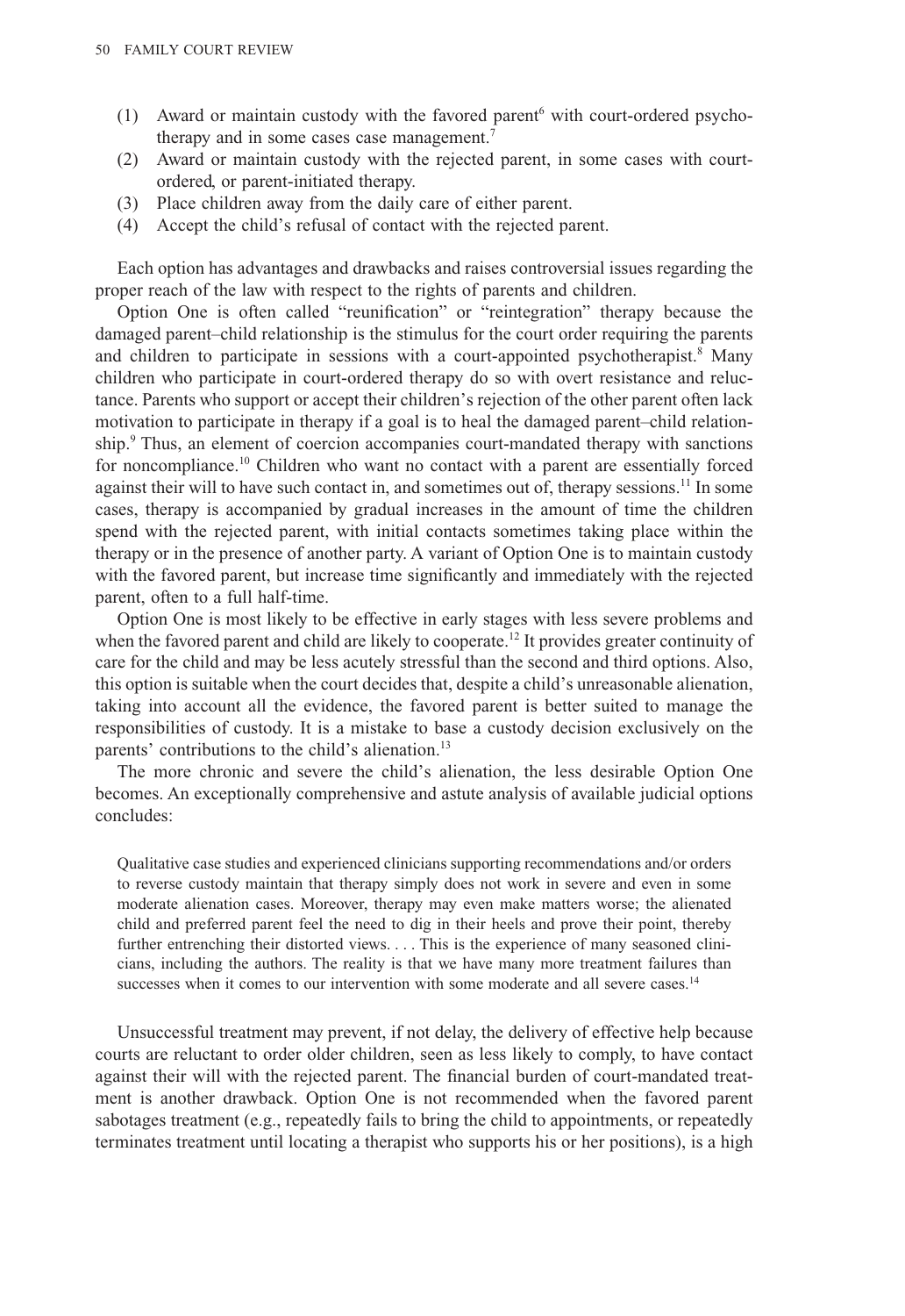(1) Award or maintain custody with the favored parent[6] with court-ordered psychotherapy and in some cases case management.[7]
(2) Award or maintain custody with the rejected parent, in some cases with court-ordered, or parent-initiated therapy.
(3) Place children away from the daily care of either parent.
(4) Accept the child's refusal of contact with the rejected parent.

Each option has advantages and drawbacks and raises controversial issues regarding the proper reach of the law with respect to the rights of parents and children.

Option One is often called "reunification" or "reintegration" therapy because the damaged parent–child relationship is the stimulus for the court order requiring the parents and children to participate in sessions with a court-appointed psychotherapist.[8] Many children who participate in court-ordered therapy do so with overt resistance and reluctance. Parents who support or accept their children's rejection of the other parent often lack motivation to participate in therapy if a goal is to heal the damaged parent–child relationship.[9] Thus, an element of coercion accompanies court-mandated therapy with sanctions for noncompliance.[10] Children who want no contact with a parent are essentially forced against their will to have such contact in, and sometimes out of, therapy sessions.[11] In some cases, therapy is accompanied by gradual increases in the amount of time the children spend with the rejected parent, with initial contacts sometimes taking place within the therapy or in the presence of another party. A variant of Option One is to maintain custody with the favored parent, but increase time significantly and immediately with the rejected parent, often to a full half-time.

Option One is most likely to be effective in early stages with less severe problems and when the favored parent and child are likely to cooperate.[12] It provides greater continuity of care for the child and may be less acutely stressful than the second and third options. Also, this option is suitable when the court decides that, despite a child's unreasonable alienation, taking into account all the evidence, the favored parent is better suited to manage the responsibilities of custody. It is a mistake to base a custody decision exclusively on the parents' contributions to the child's alienation.[13]

The more chronic and severe the child's alienation, the less desirable Option One becomes. An exceptionally comprehensive and astute analysis of available judicial options concludes:

> Qualitative case studies and experienced clinicians supporting recommendations and/or orders to reverse custody maintain that therapy simply does not work in severe and even in some moderate alienation cases. Moreover, therapy may even make matters worse; the alienated child and preferred parent feel the need to dig in their heels and prove their point, thereby further entrenching their distorted views. . . . This is the experience of many seasoned clinicians, including the authors. The reality is that we have many more treatment failures than successes when it comes to our intervention with some moderate and all severe cases.[14]

Unsuccessful treatment may prevent, if not delay, the delivery of effective help because courts are reluctant to order older children, seen as less likely to comply, to have contact against their will with the rejected parent. The financial burden of court-mandated treatment is another drawback. Option One is not recommended when the favored parent sabotages treatment (e.g., repeatedly fails to bring the child to appointments, or repeatedly terminates treatment until locating a therapist who supports his or her positions), is a high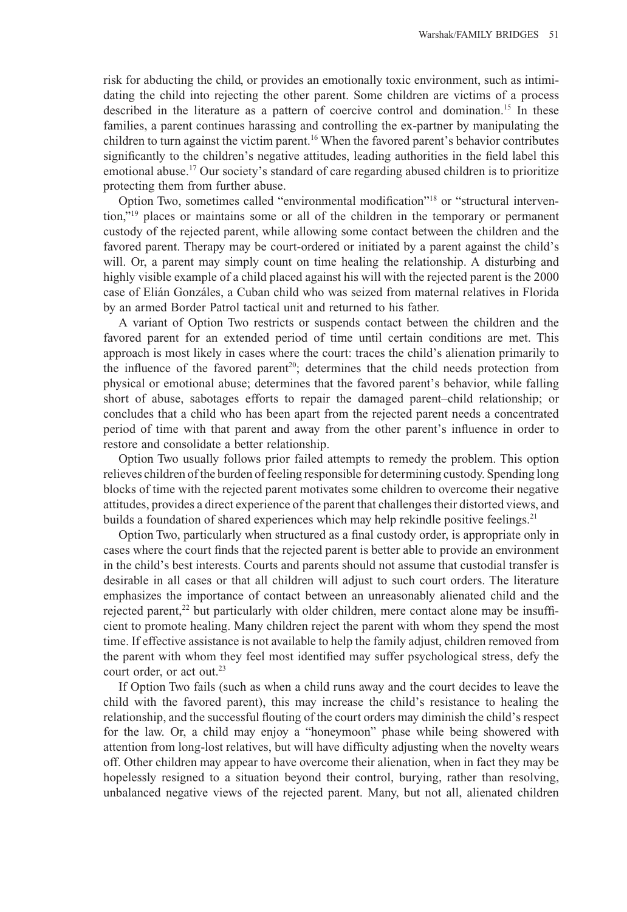risk for abducting the child, or provides an emotionally toxic environment, such as intimidating the child into rejecting the other parent. Some children are victims of a process described in the literature as a pattern of coercive control and domination.[15] In these families, a parent continues harassing and controlling the ex-partner by manipulating the children to turn against the victim parent.[16] When the favored parent's behavior contributes significantly to the children's negative attitudes, leading authorities in the field label this emotional abuse.[17] Our society's standard of care regarding abused children is to prioritize protecting them from further abuse.

Option Two, sometimes called "environmental modification"[18] or "structural intervention,"[19] places or maintains some or all of the children in the temporary or permanent custody of the rejected parent, while allowing some contact between the children and the favored parent. Therapy may be court-ordered or initiated by a parent against the child's will. Or, a parent may simply count on time healing the relationship. A disturbing and highly visible example of a child placed against his will with the rejected parent is the 2000 case of Elián Gonzáles, a Cuban child who was seized from maternal relatives in Florida by an armed Border Patrol tactical unit and returned to his father.

A variant of Option Two restricts or suspends contact between the children and the favored parent for an extended period of time until certain conditions are met. This approach is most likely in cases where the court: traces the child's alienation primarily to the influence of the favored parent[20]; determines that the child needs protection from physical or emotional abuse; determines that the favored parent's behavior, while falling short of abuse, sabotages efforts to repair the damaged parent–child relationship; or concludes that a child who has been apart from the rejected parent needs a concentrated period of time with that parent and away from the other parent's influence in order to restore and consolidate a better relationship.

Option Two usually follows prior failed attempts to remedy the problem. This option relieves children of the burden of feeling responsible for determining custody. Spending long blocks of time with the rejected parent motivates some children to overcome their negative attitudes, provides a direct experience of the parent that challenges their distorted views, and builds a foundation of shared experiences which may help rekindle positive feelings.[21]

Option Two, particularly when structured as a final custody order, is appropriate only in cases where the court finds that the rejected parent is better able to provide an environment in the child's best interests. Courts and parents should not assume that custodial transfer is desirable in all cases or that all children will adjust to such court orders. The literature emphasizes the importance of contact between an unreasonably alienated child and the rejected parent,[22] but particularly with older children, mere contact alone may be insufficient to promote healing. Many children reject the parent with whom they spend the most time. If effective assistance is not available to help the family adjust, children removed from the parent with whom they feel most identified may suffer psychological stress, defy the court order, or act out.[23]

If Option Two fails (such as when a child runs away and the court decides to leave the child with the favored parent), this may increase the child's resistance to healing the relationship, and the successful flouting of the court orders may diminish the child's respect for the law. Or, a child may enjoy a "honeymoon" phase while being showered with attention from long-lost relatives, but will have difficulty adjusting when the novelty wears off. Other children may appear to have overcome their alienation, when in fact they may be hopelessly resigned to a situation beyond their control, burying, rather than resolving, unbalanced negative views of the rejected parent. Many, but not all, alienated children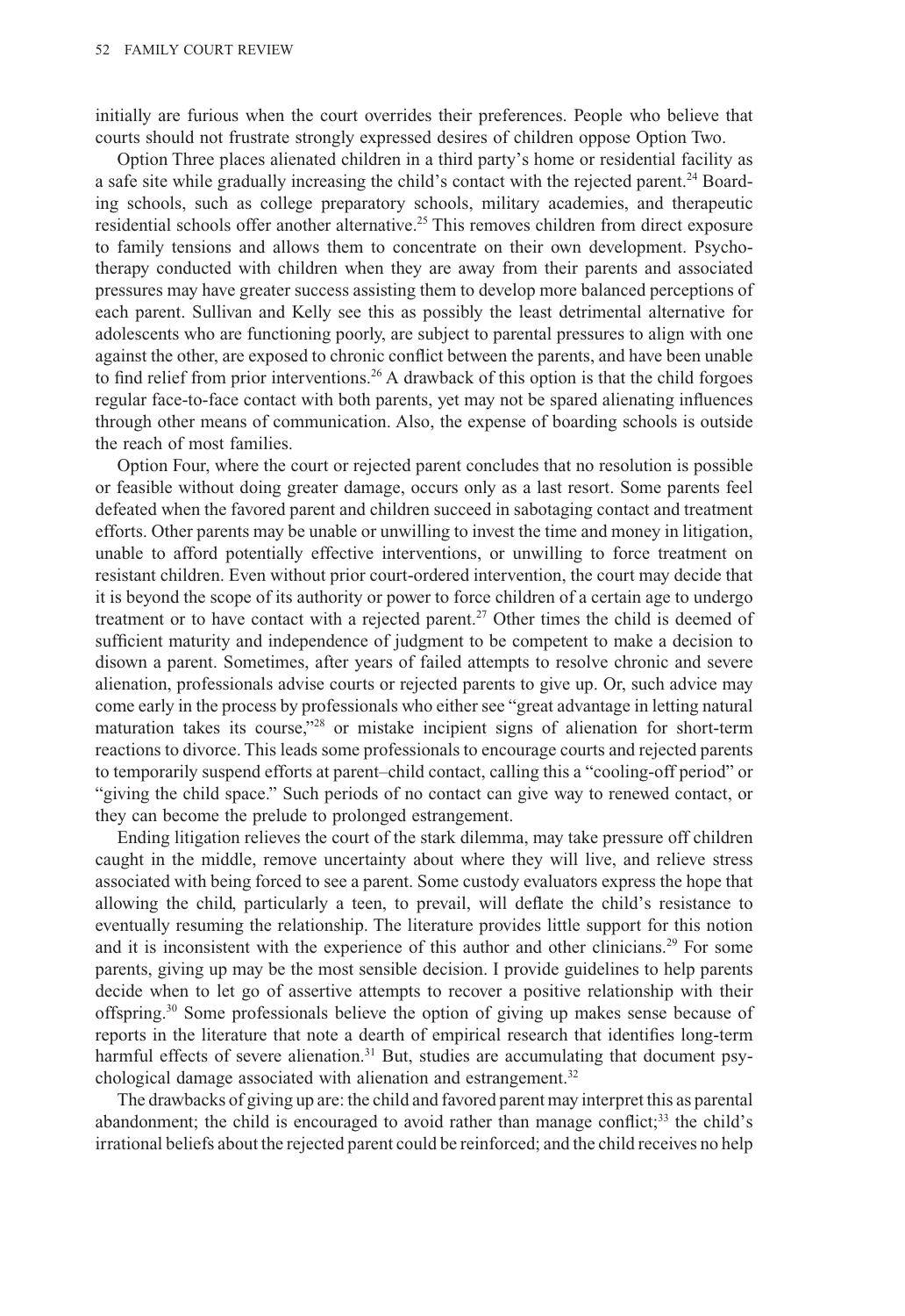initially are furious when the court overrides their preferences. People who believe that courts should not frustrate strongly expressed desires of children oppose Option Two.

Option Three places alienated children in a third party's home or residential facility as a safe site while gradually increasing the child's contact with the rejected parent.[24] Boarding schools, such as college preparatory schools, military academies, and therapeutic residential schools offer another alternative.[25] This removes children from direct exposure to family tensions and allows them to concentrate on their own development. Psychotherapy conducted with children when they are away from their parents and associated pressures may have greater success assisting them to develop more balanced perceptions of each parent. Sullivan and Kelly see this as possibly the least detrimental alternative for adolescents who are functioning poorly, are subject to parental pressures to align with one against the other, are exposed to chronic conflict between the parents, and have been unable to find relief from prior interventions.[26] A drawback of this option is that the child forgoes regular face-to-face contact with both parents, yet may not be spared alienating influences through other means of communication. Also, the expense of boarding schools is outside the reach of most families.

Option Four, where the court or rejected parent concludes that no resolution is possible or feasible without doing greater damage, occurs only as a last resort. Some parents feel defeated when the favored parent and children succeed in sabotaging contact and treatment efforts. Other parents may be unable or unwilling to invest the time and money in litigation, unable to afford potentially effective interventions, or unwilling to force treatment on resistant children. Even without prior court-ordered intervention, the court may decide that it is beyond the scope of its authority or power to force children of a certain age to undergo treatment or to have contact with a rejected parent.[27] Other times the child is deemed of sufficient maturity and independence of judgment to be competent to make a decision to disown a parent. Sometimes, after years of failed attempts to resolve chronic and severe alienation, professionals advise courts or rejected parents to give up. Or, such advice may come early in the process by professionals who either see "great advantage in letting natural maturation takes its course,"[28] or mistake incipient signs of alienation for short-term reactions to divorce. This leads some professionals to encourage courts and rejected parents to temporarily suspend efforts at parent–child contact, calling this a "cooling-off period" or "giving the child space." Such periods of no contact can give way to renewed contact, or they can become the prelude to prolonged estrangement.

Ending litigation relieves the court of the stark dilemma, may take pressure off children caught in the middle, remove uncertainty about where they will live, and relieve stress associated with being forced to see a parent. Some custody evaluators express the hope that allowing the child, particularly a teen, to prevail, will deflate the child's resistance to eventually resuming the relationship. The literature provides little support for this notion and it is inconsistent with the experience of this author and other clinicians.[29] For some parents, giving up may be the most sensible decision. I provide guidelines to help parents decide when to let go of assertive attempts to recover a positive relationship with their offspring.[30] Some professionals believe the option of giving up makes sense because of reports in the literature that note a dearth of empirical research that identifies long-term harmful effects of severe alienation.[31] But, studies are accumulating that document psychological damage associated with alienation and estrangement.[32]

The drawbacks of giving up are: the child and favored parent may interpret this as parental abandonment; the child is encouraged to avoid rather than manage conflict;[33] the child's irrational beliefs about the rejected parent could be reinforced; and the child receives no help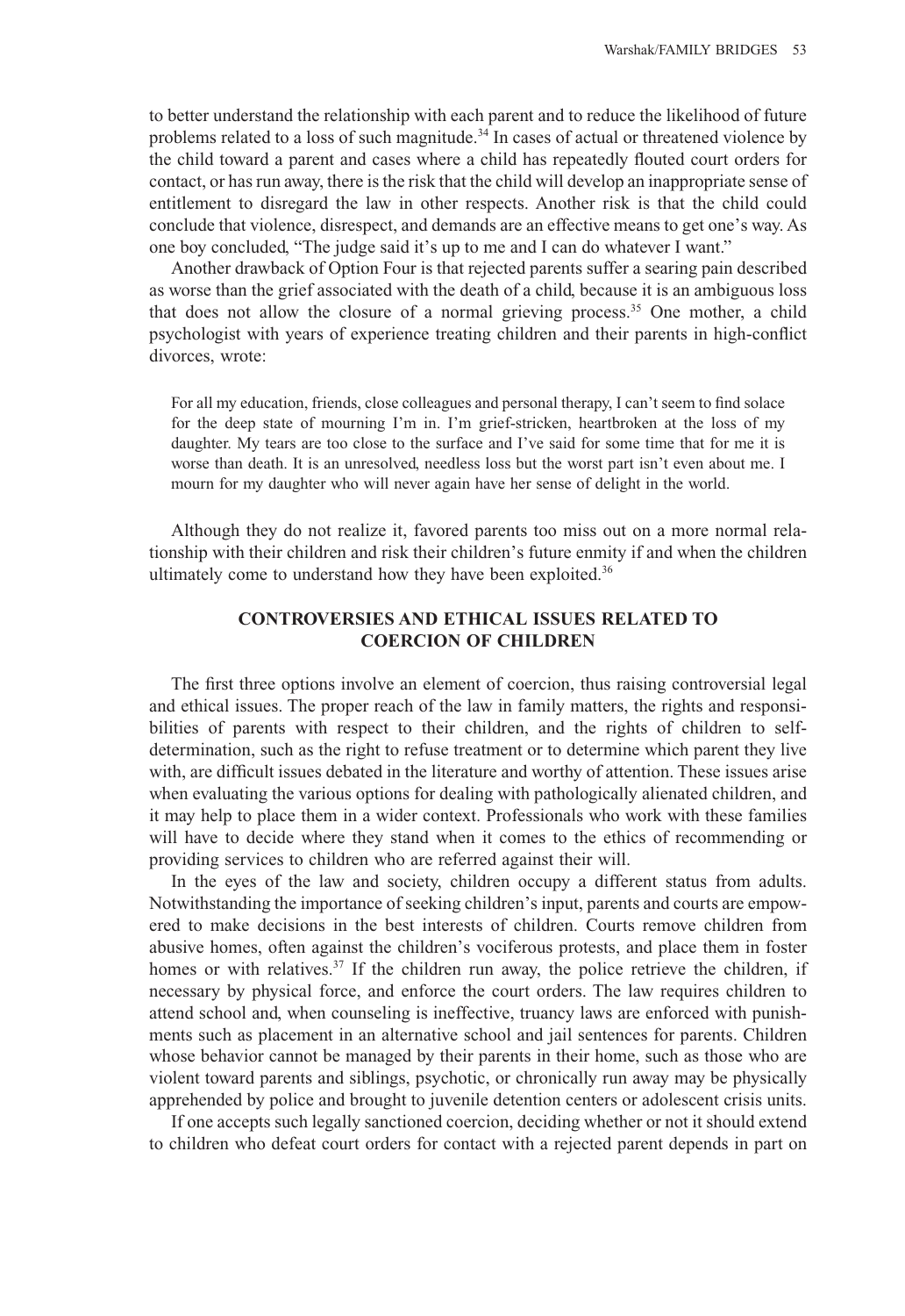to better understand the relationship with each parent and to reduce the likelihood of future problems related to a loss of such magnitude.[34] In cases of actual or threatened violence by the child toward a parent and cases where a child has repeatedly flouted court orders for contact, or has run away, there is the risk that the child will develop an inappropriate sense of entitlement to disregard the law in other respects. Another risk is that the child could conclude that violence, disrespect, and demands are an effective means to get one's way. As one boy concluded, "The judge said it's up to me and I can do whatever I want."

Another drawback of Option Four is that rejected parents suffer a searing pain described as worse than the grief associated with the death of a child, because it is an ambiguous loss that does not allow the closure of a normal grieving process.[35] One mother, a child psychologist with years of experience treating children and their parents in high-conflict divorces, wrote:

> For all my education, friends, close colleagues and personal therapy, I can't seem to find solace for the deep state of mourning I'm in. I'm grief-stricken, heartbroken at the loss of my daughter. My tears are too close to the surface and I've said for some time that for me it is worse than death. It is an unresolved, needless loss but the worst part isn't even about me. I mourn for my daughter who will never again have her sense of delight in the world.

Although they do not realize it, favored parents too miss out on a more normal relationship with their children and risk their children's future enmity if and when the children ultimately come to understand how they have been exploited.[36]

## CONTROVERSIES AND ETHICAL ISSUES RELATED TO COERCION OF CHILDREN

The first three options involve an element of coercion, thus raising controversial legal and ethical issues. The proper reach of the law in family matters, the rights and responsibilities of parents with respect to their children, and the rights of children to self-determination, such as the right to refuse treatment or to determine which parent they live with, are difficult issues debated in the literature and worthy of attention. These issues arise when evaluating the various options for dealing with pathologically alienated children, and it may help to place them in a wider context. Professionals who work with these families will have to decide where they stand when it comes to the ethics of recommending or providing services to children who are referred against their will.

In the eyes of the law and society, children occupy a different status from adults. Notwithstanding the importance of seeking children's input, parents and courts are empowered to make decisions in the best interests of children. Courts remove children from abusive homes, often against the children's vociferous protests, and place them in foster homes or with relatives.[37] If the children run away, the police retrieve the children, if necessary by physical force, and enforce the court orders. The law requires children to attend school and, when counseling is ineffective, truancy laws are enforced with punishments such as placement in an alternative school and jail sentences for parents. Children whose behavior cannot be managed by their parents in their home, such as those who are violent toward parents and siblings, psychotic, or chronically run away may be physically apprehended by police and brought to juvenile detention centers or adolescent crisis units.

If one accepts such legally sanctioned coercion, deciding whether or not it should extend to children who defeat court orders for contact with a rejected parent depends in part on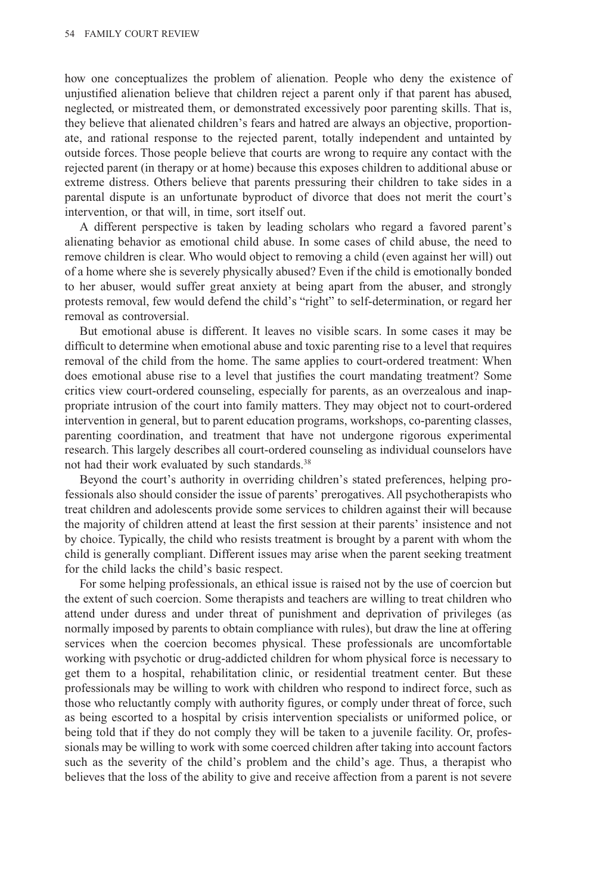how one conceptualizes the problem of alienation. People who deny the existence of unjustified alienation believe that children reject a parent only if that parent has abused, neglected, or mistreated them, or demonstrated excessively poor parenting skills. That is, they believe that alienated children's fears and hatred are always an objective, proportionate, and rational response to the rejected parent, totally independent and untainted by outside forces. Those people believe that courts are wrong to require any contact with the rejected parent (in therapy or at home) because this exposes children to additional abuse or extreme distress. Others believe that parents pressuring their children to take sides in a parental dispute is an unfortunate byproduct of divorce that does not merit the court's intervention, or that will, in time, sort itself out.

A different perspective is taken by leading scholars who regard a favored parent's alienating behavior as emotional child abuse. In some cases of child abuse, the need to remove children is clear. Who would object to removing a child (even against her will) out of a home where she is severely physically abused? Even if the child is emotionally bonded to her abuser, would suffer great anxiety at being apart from the abuser, and strongly protests removal, few would defend the child's "right" to self-determination, or regard her removal as controversial.

But emotional abuse is different. It leaves no visible scars. In some cases it may be difficult to determine when emotional abuse and toxic parenting rise to a level that requires removal of the child from the home. The same applies to court-ordered treatment: When does emotional abuse rise to a level that justifies the court mandating treatment? Some critics view court-ordered counseling, especially for parents, as an overzealous and inappropriate intrusion of the court into family matters. They may object not to court-ordered intervention in general, but to parent education programs, workshops, co-parenting classes, parenting coordination, and treatment that have not undergone rigorous experimental research. This largely describes all court-ordered counseling as individual counselors have not had their work evaluated by such standards.[38]

Beyond the court's authority in overriding children's stated preferences, helping professionals also should consider the issue of parents' prerogatives. All psychotherapists who treat children and adolescents provide some services to children against their will because the majority of children attend at least the first session at their parents' insistence and not by choice. Typically, the child who resists treatment is brought by a parent with whom the child is generally compliant. Different issues may arise when the parent seeking treatment for the child lacks the child's basic respect.

For some helping professionals, an ethical issue is raised not by the use of coercion but the extent of such coercion. Some therapists and teachers are willing to treat children who attend under duress and under threat of punishment and deprivation of privileges (as normally imposed by parents to obtain compliance with rules), but draw the line at offering services when the coercion becomes physical. These professionals are uncomfortable working with psychotic or drug-addicted children for whom physical force is necessary to get them to a hospital, rehabilitation clinic, or residential treatment center. But these professionals may be willing to work with children who respond to indirect force, such as those who reluctantly comply with authority figures, or comply under threat of force, such as being escorted to a hospital by crisis intervention specialists or uniformed police, or being told that if they do not comply they will be taken to a juvenile facility. Or, professionals may be willing to work with some coerced children after taking into account factors such as the severity of the child's problem and the child's age. Thus, a therapist who believes that the loss of the ability to give and receive affection from a parent is not severe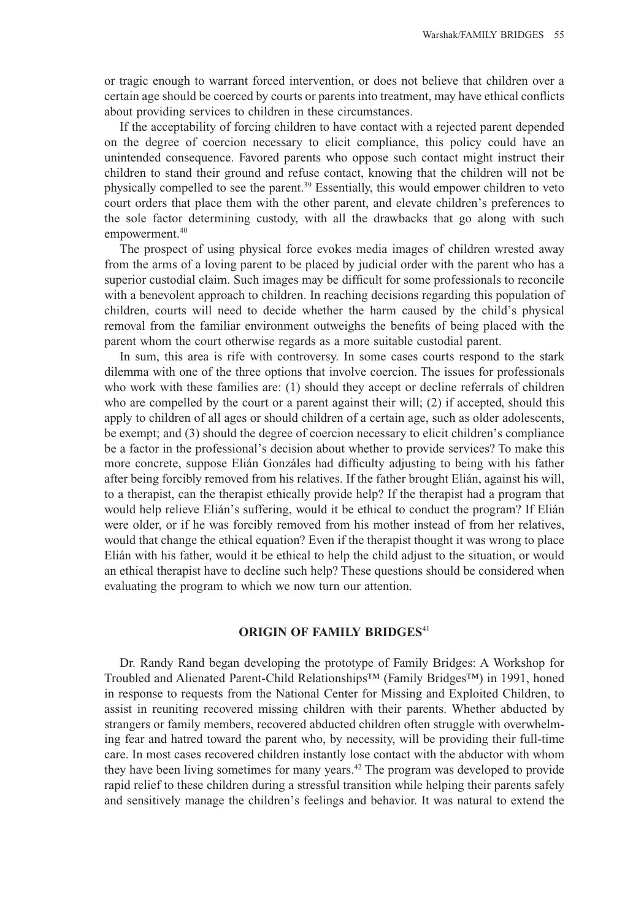or tragic enough to warrant forced intervention, or does not believe that children over a certain age should be coerced by courts or parents into treatment, may have ethical conflicts about providing services to children in these circumstances.

If the acceptability of forcing children to have contact with a rejected parent depended on the degree of coercion necessary to elicit compliance, this policy could have an unintended consequence. Favored parents who oppose such contact might instruct their children to stand their ground and refuse contact, knowing that the children will not be physically compelled to see the parent.[39] Essentially, this would empower children to veto court orders that place them with the other parent, and elevate children's preferences to the sole factor determining custody, with all the drawbacks that go along with such empowerment.[40]

The prospect of using physical force evokes media images of children wrested away from the arms of a loving parent to be placed by judicial order with the parent who has a superior custodial claim. Such images may be difficult for some professionals to reconcile with a benevolent approach to children. In reaching decisions regarding this population of children, courts will need to decide whether the harm caused by the child's physical removal from the familiar environment outweighs the benefits of being placed with the parent whom the court otherwise regards as a more suitable custodial parent.

In sum, this area is rife with controversy. In some cases courts respond to the stark dilemma with one of the three options that involve coercion. The issues for professionals who work with these families are: (1) should they accept or decline referrals of children who are compelled by the court or a parent against their will; (2) if accepted, should this apply to children of all ages or should children of a certain age, such as older adolescents, be exempt; and (3) should the degree of coercion necessary to elicit children's compliance be a factor in the professional's decision about whether to provide services? To make this more concrete, suppose Elián Gonzáles had difficulty adjusting to being with his father after being forcibly removed from his relatives. If the father brought Elián, against his will, to a therapist, can the therapist ethically provide help? If the therapist had a program that would help relieve Elián's suffering, would it be ethical to conduct the program? If Elián were older, or if he was forcibly removed from his mother instead of from her relatives, would that change the ethical equation? Even if the therapist thought it was wrong to place Elián with his father, would it be ethical to help the child adjust to the situation, or would an ethical therapist have to decline such help? These questions should be considered when evaluating the program to which we now turn our attention.

## ORIGIN OF FAMILY BRIDGES[41]

Dr. Randy Rand began developing the prototype of Family Bridges: A Workshop for Troubled and Alienated Parent-Child Relationships™ (Family Bridges™) in 1991, honed in response to requests from the National Center for Missing and Exploited Children, to assist in reuniting recovered missing children with their parents. Whether abducted by strangers or family members, recovered abducted children often struggle with overwhelming fear and hatred toward the parent who, by necessity, will be providing their full-time care. In most cases recovered children instantly lose contact with the abductor with whom they have been living sometimes for many years.[42] The program was developed to provide rapid relief to these children during a stressful transition while helping their parents safely and sensitively manage the children's feelings and behavior. It was natural to extend the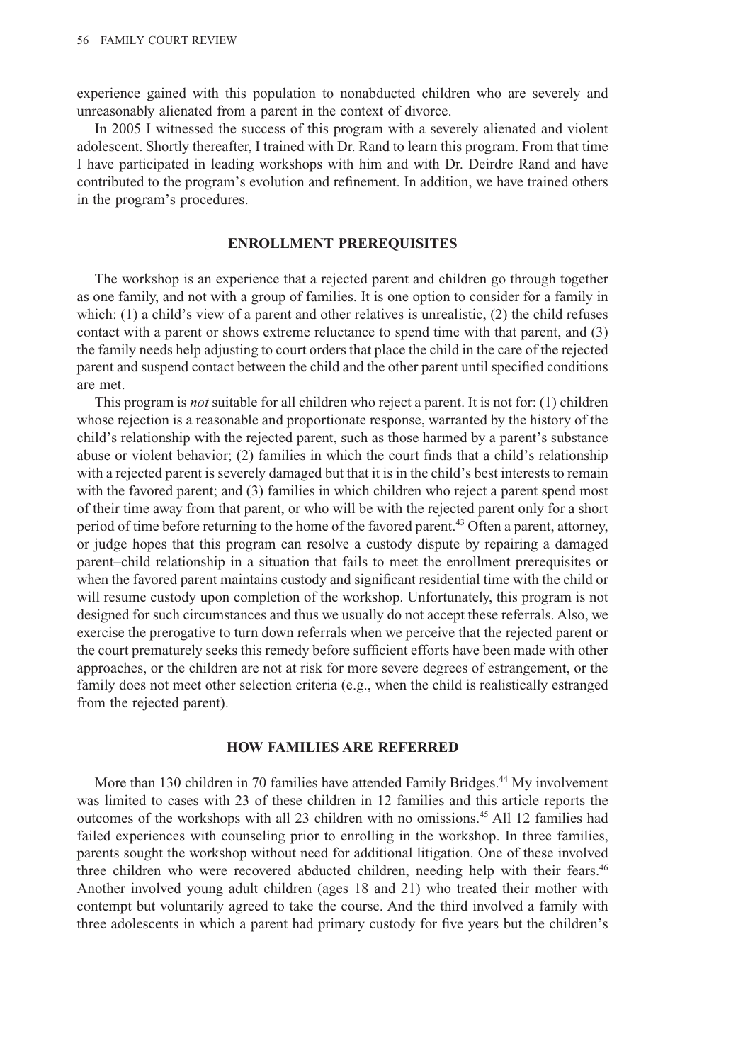experience gained with this population to nonabducted children who are severely and unreasonably alienated from a parent in the context of divorce.

In 2005 I witnessed the success of this program with a severely alienated and violent adolescent. Shortly thereafter, I trained with Dr. Rand to learn this program. From that time I have participated in leading workshops with him and with Dr. Deirdre Rand and have contributed to the program's evolution and refinement. In addition, we have trained others in the program's procedures.

## ENROLLMENT PREREQUISITES

The workshop is an experience that a rejected parent and children go through together as one family, and not with a group of families. It is one option to consider for a family in which: (1) a child's view of a parent and other relatives is unrealistic, (2) the child refuses contact with a parent or shows extreme reluctance to spend time with that parent, and (3) the family needs help adjusting to court orders that place the child in the care of the rejected parent and suspend contact between the child and the other parent until specified conditions are met.

This program is *not* suitable for all children who reject a parent. It is not for: (1) children whose rejection is a reasonable and proportionate response, warranted by the history of the child's relationship with the rejected parent, such as those harmed by a parent's substance abuse or violent behavior; (2) families in which the court finds that a child's relationship with a rejected parent is severely damaged but that it is in the child's best interests to remain with the favored parent; and (3) families in which children who reject a parent spend most of their time away from that parent, or who will be with the rejected parent only for a short period of time before returning to the home of the favored parent.[43] Often a parent, attorney, or judge hopes that this program can resolve a custody dispute by repairing a damaged parent–child relationship in a situation that fails to meet the enrollment prerequisites or when the favored parent maintains custody and significant residential time with the child or will resume custody upon completion of the workshop. Unfortunately, this program is not designed for such circumstances and thus we usually do not accept these referrals. Also, we exercise the prerogative to turn down referrals when we perceive that the rejected parent or the court prematurely seeks this remedy before sufficient efforts have been made with other approaches, or the children are not at risk for more severe degrees of estrangement, or the family does not meet other selection criteria (e.g., when the child is realistically estranged from the rejected parent).

## HOW FAMILIES ARE REFERRED

More than 130 children in 70 families have attended Family Bridges.[44] My involvement was limited to cases with 23 of these children in 12 families and this article reports the outcomes of the workshops with all 23 children with no omissions.[45] All 12 families had failed experiences with counseling prior to enrolling in the workshop. In three families, parents sought the workshop without need for additional litigation. One of these involved three children who were recovered abducted children, needing help with their fears.[46] Another involved young adult children (ages 18 and 21) who treated their mother with contempt but voluntarily agreed to take the course. And the third involved a family with three adolescents in which a parent had primary custody for five years but the children's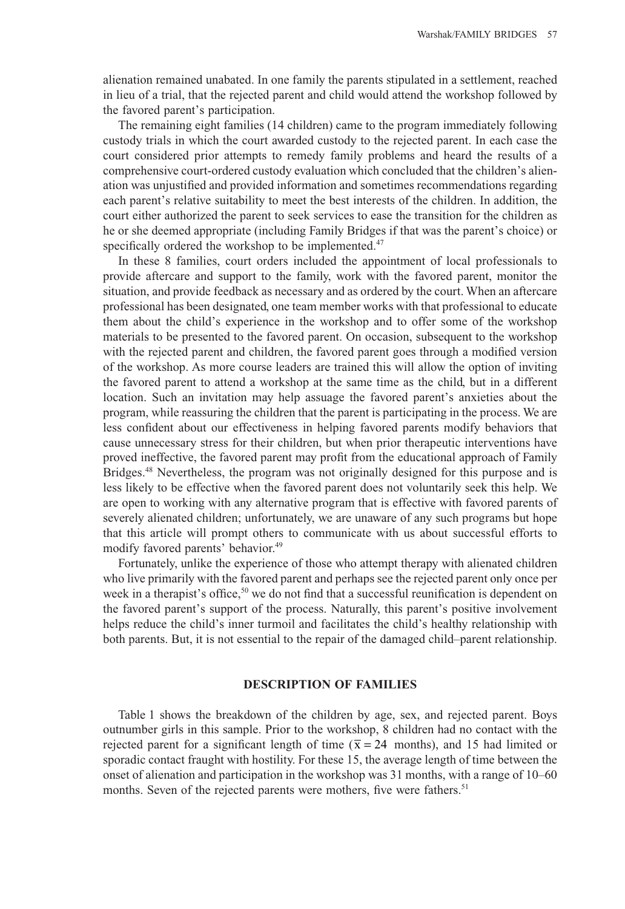alienation remained unabated. In one family the parents stipulated in a settlement, reached in lieu of a trial, that the rejected parent and child would attend the workshop followed by the favored parent's participation.

The remaining eight families (14 children) came to the program immediately following custody trials in which the court awarded custody to the rejected parent. In each case the court considered prior attempts to remedy family problems and heard the results of a comprehensive court-ordered custody evaluation which concluded that the children's alienation was unjustified and provided information and sometimes recommendations regarding each parent's relative suitability to meet the best interests of the children. In addition, the court either authorized the parent to seek services to ease the transition for the children as he or she deemed appropriate (including Family Bridges if that was the parent's choice) or specifically ordered the workshop to be implemented.[47]

In these 8 families, court orders included the appointment of local professionals to provide aftercare and support to the family, work with the favored parent, monitor the situation, and provide feedback as necessary and as ordered by the court. When an aftercare professional has been designated, one team member works with that professional to educate them about the child's experience in the workshop and to offer some of the workshop materials to be presented to the favored parent. On occasion, subsequent to the workshop with the rejected parent and children, the favored parent goes through a modified version of the workshop. As more course leaders are trained this will allow the option of inviting the favored parent to attend a workshop at the same time as the child, but in a different location. Such an invitation may help assuage the favored parent's anxieties about the program, while reassuring the children that the parent is participating in the process. We are less confident about our effectiveness in helping favored parents modify behaviors that cause unnecessary stress for their children, but when prior therapeutic interventions have proved ineffective, the favored parent may profit from the educational approach of Family Bridges.[48] Nevertheless, the program was not originally designed for this purpose and is less likely to be effective when the favored parent does not voluntarily seek this help. We are open to working with any alternative program that is effective with favored parents of severely alienated children; unfortunately, we are unaware of any such programs but hope that this article will prompt others to communicate with us about successful efforts to modify favored parents' behavior.[49]

Fortunately, unlike the experience of those who attempt therapy with alienated children who live primarily with the favored parent and perhaps see the rejected parent only once per week in a therapist's office,[50] we do not find that a successful reunification is dependent on the favored parent's support of the process. Naturally, this parent's positive involvement helps reduce the child's inner turmoil and facilitates the child's healthy relationship with both parents. But, it is not essential to the repair of the damaged child–parent relationship.

## DESCRIPTION OF FAMILIES

Table 1 shows the breakdown of the children by age, sex, and rejected parent. Boys outnumber girls in this sample. Prior to the workshop, 8 children had no contact with the rejected parent for a significant length of time ($\bar{x} = 24$ months), and 15 had limited or sporadic contact fraught with hostility. For these 15, the average length of time between the onset of alienation and participation in the workshop was 31 months, with a range of 10–60 months. Seven of the rejected parents were mothers, five were fathers.[51]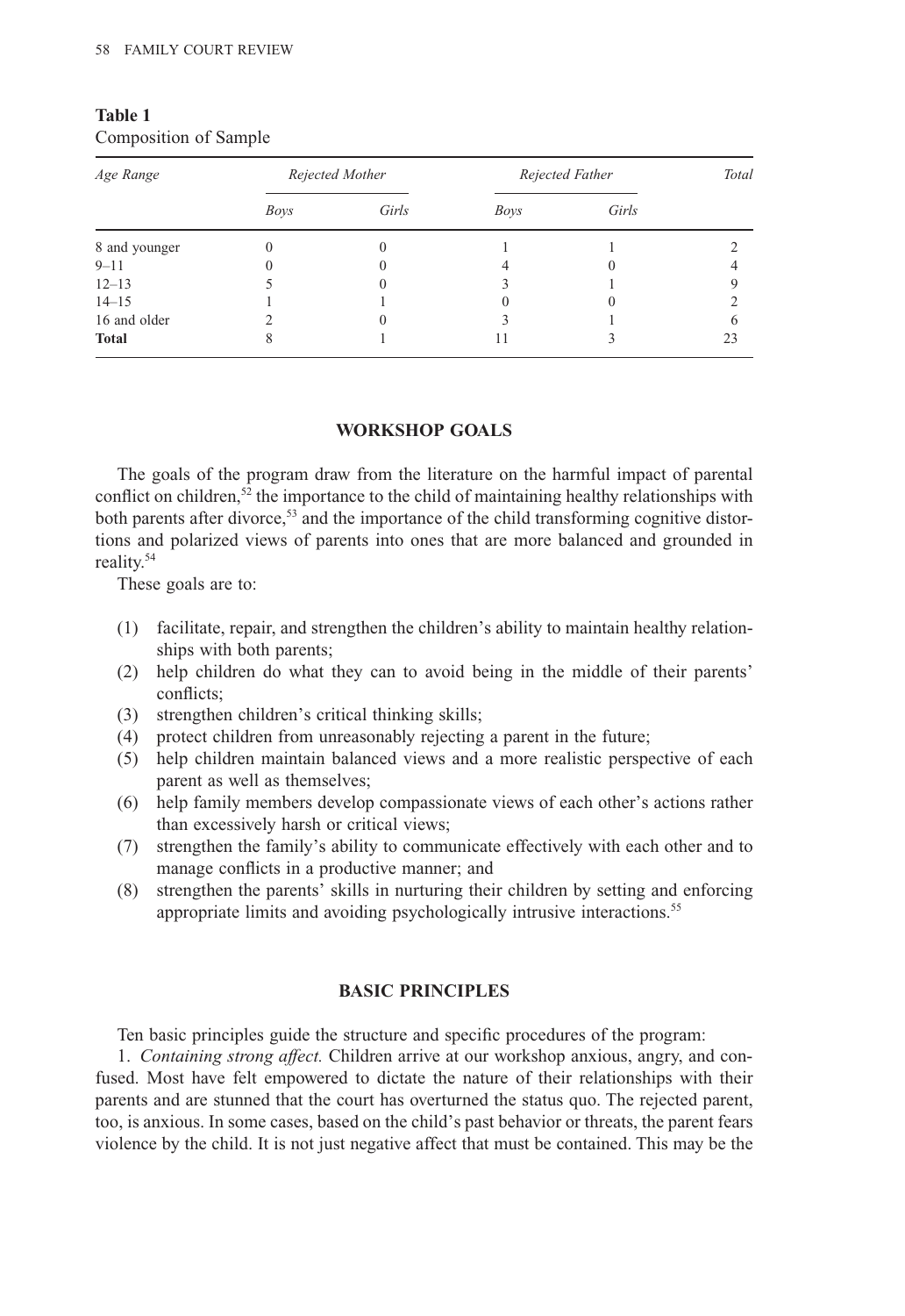**Table 1**
Composition of Sample

| *Age Range* | *Rejected Mother* | | *Rejected Father* | | *Total* |
|---|---|---|---|---|---|
| | *Boys* | *Girls* | *Boys* | *Girls* | |
| 8 and younger | 0 | 0 | 1 | 1 | 2 |
| 9–11 | 0 | 0 | 4 | 0 | 4 |
| 12–13 | 5 | 0 | 3 | 1 | 9 |
| 14–15 | 1 | 1 | 0 | 0 | 2 |
| 16 and older | 2 | 0 | 3 | 1 | 6 |
| **Total** | 8 | 1 | 11 | 3 | 23 |

## WORKSHOP GOALS

The goals of the program draw from the literature on the harmful impact of parental conflict on children,[52] the importance to the child of maintaining healthy relationships with both parents after divorce,[53] and the importance of the child transforming cognitive distortions and polarized views of parents into ones that are more balanced and grounded in reality.[54]

These goals are to:

(1) facilitate, repair, and strengthen the children's ability to maintain healthy relationships with both parents;
(2) help children do what they can to avoid being in the middle of their parents' conflicts;
(3) strengthen children's critical thinking skills;
(4) protect children from unreasonably rejecting a parent in the future;
(5) help children maintain balanced views and a more realistic perspective of each parent as well as themselves;
(6) help family members develop compassionate views of each other's actions rather than excessively harsh or critical views;
(7) strengthen the family's ability to communicate effectively with each other and to manage conflicts in a productive manner; and
(8) strengthen the parents' skills in nurturing their children by setting and enforcing appropriate limits and avoiding psychologically intrusive interactions.[55]

## BASIC PRINCIPLES

Ten basic principles guide the structure and specific procedures of the program:

1. *Containing strong affect.* Children arrive at our workshop anxious, angry, and confused. Most have felt empowered to dictate the nature of their relationships with their parents and are stunned that the court has overturned the status quo. The rejected parent, too, is anxious. In some cases, based on the child's past behavior or threats, the parent fears violence by the child. It is not just negative affect that must be contained. This may be the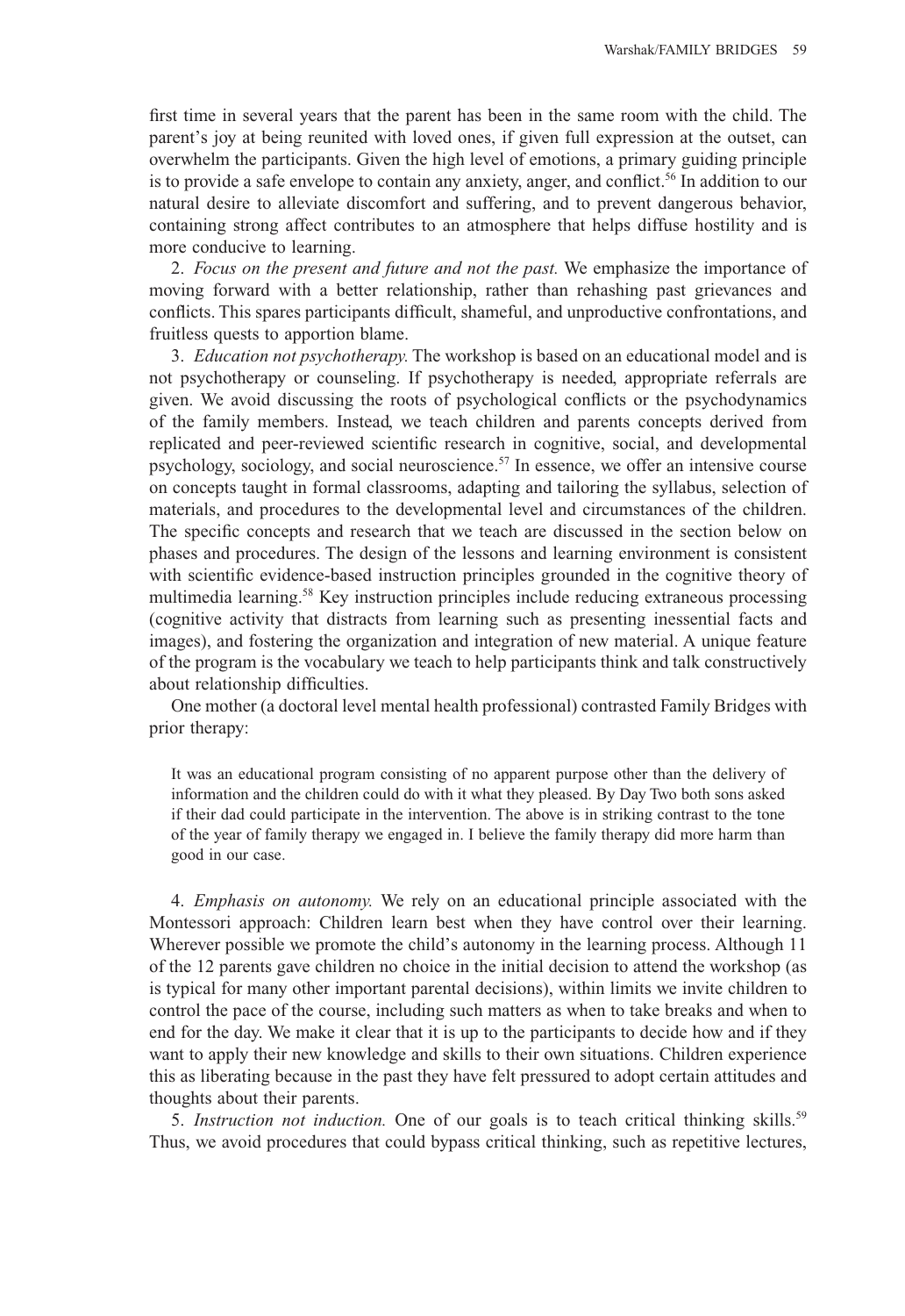first time in several years that the parent has been in the same room with the child. The parent's joy at being reunited with loved ones, if given full expression at the outset, can overwhelm the participants. Given the high level of emotions, a primary guiding principle is to provide a safe envelope to contain any anxiety, anger, and conflict.[56] In addition to our natural desire to alleviate discomfort and suffering, and to prevent dangerous behavior, containing strong affect contributes to an atmosphere that helps diffuse hostility and is more conducive to learning.

2. *Focus on the present and future and not the past.* We emphasize the importance of moving forward with a better relationship, rather than rehashing past grievances and conflicts. This spares participants difficult, shameful, and unproductive confrontations, and fruitless quests to apportion blame.

3. *Education not psychotherapy.* The workshop is based on an educational model and is not psychotherapy or counseling. If psychotherapy is needed, appropriate referrals are given. We avoid discussing the roots of psychological conflicts or the psychodynamics of the family members. Instead, we teach children and parents concepts derived from replicated and peer-reviewed scientific research in cognitive, social, and developmental psychology, sociology, and social neuroscience.[57] In essence, we offer an intensive course on concepts taught in formal classrooms, adapting and tailoring the syllabus, selection of materials, and procedures to the developmental level and circumstances of the children. The specific concepts and research that we teach are discussed in the section below on phases and procedures. The design of the lessons and learning environment is consistent with scientific evidence-based instruction principles grounded in the cognitive theory of multimedia learning.[58] Key instruction principles include reducing extraneous processing (cognitive activity that distracts from learning such as presenting inessential facts and images), and fostering the organization and integration of new material. A unique feature of the program is the vocabulary we teach to help participants think and talk constructively about relationship difficulties.

One mother (a doctoral level mental health professional) contrasted Family Bridges with prior therapy:

> It was an educational program consisting of no apparent purpose other than the delivery of information and the children could do with it what they pleased. By Day Two both sons asked if their dad could participate in the intervention. The above is in striking contrast to the tone of the year of family therapy we engaged in. I believe the family therapy did more harm than good in our case.

4. *Emphasis on autonomy.* We rely on an educational principle associated with the Montessori approach: Children learn best when they have control over their learning. Wherever possible we promote the child's autonomy in the learning process. Although 11 of the 12 parents gave children no choice in the initial decision to attend the workshop (as is typical for many other important parental decisions), within limits we invite children to control the pace of the course, including such matters as when to take breaks and when to end for the day. We make it clear that it is up to the participants to decide how and if they want to apply their new knowledge and skills to their own situations. Children experience this as liberating because in the past they have felt pressured to adopt certain attitudes and thoughts about their parents.

5. *Instruction not induction.* One of our goals is to teach critical thinking skills.[59] Thus, we avoid procedures that could bypass critical thinking, such as repetitive lectures,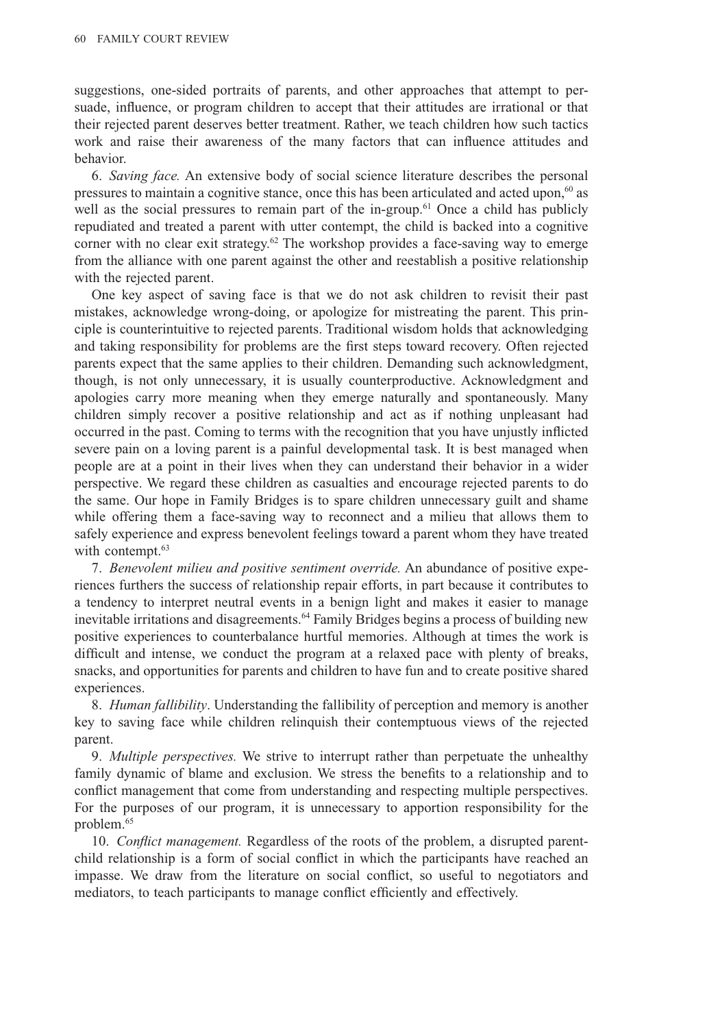suggestions, one-sided portraits of parents, and other approaches that attempt to persuade, influence, or program children to accept that their attitudes are irrational or that their rejected parent deserves better treatment. Rather, we teach children how such tactics work and raise their awareness of the many factors that can influence attitudes and behavior.

6. *Saving face.* An extensive body of social science literature describes the personal pressures to maintain a cognitive stance, once this has been articulated and acted upon,[60] as well as the social pressures to remain part of the in-group.[61] Once a child has publicly repudiated and treated a parent with utter contempt, the child is backed into a cognitive corner with no clear exit strategy.[62] The workshop provides a face-saving way to emerge from the alliance with one parent against the other and reestablish a positive relationship with the rejected parent.

One key aspect of saving face is that we do not ask children to revisit their past mistakes, acknowledge wrong-doing, or apologize for mistreating the parent. This principle is counterintuitive to rejected parents. Traditional wisdom holds that acknowledging and taking responsibility for problems are the first steps toward recovery. Often rejected parents expect that the same applies to their children. Demanding such acknowledgment, though, is not only unnecessary, it is usually counterproductive. Acknowledgment and apologies carry more meaning when they emerge naturally and spontaneously. Many children simply recover a positive relationship and act as if nothing unpleasant had occurred in the past. Coming to terms with the recognition that you have unjustly inflicted severe pain on a loving parent is a painful developmental task. It is best managed when people are at a point in their lives when they can understand their behavior in a wider perspective. We regard these children as casualties and encourage rejected parents to do the same. Our hope in Family Bridges is to spare children unnecessary guilt and shame while offering them a face-saving way to reconnect and a milieu that allows them to safely experience and express benevolent feelings toward a parent whom they have treated with contempt.[63]

7. *Benevolent milieu and positive sentiment override.* An abundance of positive experiences furthers the success of relationship repair efforts, in part because it contributes to a tendency to interpret neutral events in a benign light and makes it easier to manage inevitable irritations and disagreements.[64] Family Bridges begins a process of building new positive experiences to counterbalance hurtful memories. Although at times the work is difficult and intense, we conduct the program at a relaxed pace with plenty of breaks, snacks, and opportunities for parents and children to have fun and to create positive shared experiences.

8. *Human fallibility*. Understanding the fallibility of perception and memory is another key to saving face while children relinquish their contemptuous views of the rejected parent.

9. *Multiple perspectives.* We strive to interrupt rather than perpetuate the unhealthy family dynamic of blame and exclusion. We stress the benefits to a relationship and to conflict management that come from understanding and respecting multiple perspectives. For the purposes of our program, it is unnecessary to apportion responsibility for the problem.[65]

10. *Conflict management.* Regardless of the roots of the problem, a disrupted parent-child relationship is a form of social conflict in which the participants have reached an impasse. We draw from the literature on social conflict, so useful to negotiators and mediators, to teach participants to manage conflict efficiently and effectively.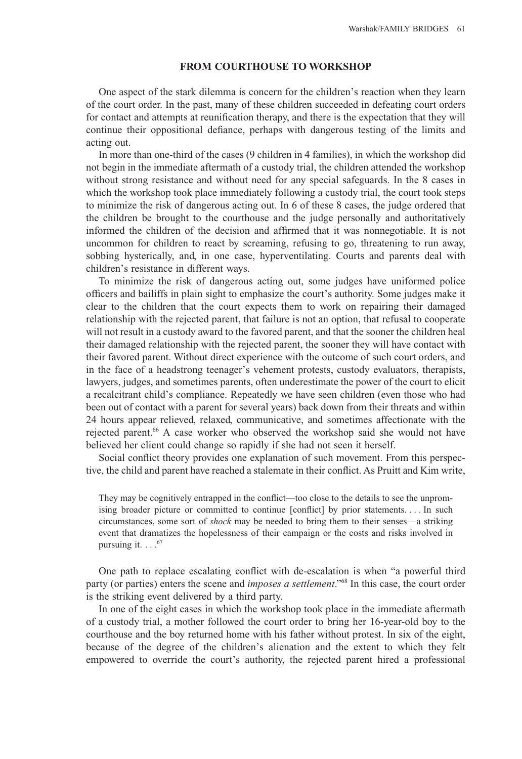## FROM COURTHOUSE TO WORKSHOP

One aspect of the stark dilemma is concern for the children's reaction when they learn of the court order. In the past, many of these children succeeded in defeating court orders for contact and attempts at reunification therapy, and there is the expectation that they will continue their oppositional defiance, perhaps with dangerous testing of the limits and acting out.

In more than one-third of the cases (9 children in 4 families), in which the workshop did not begin in the immediate aftermath of a custody trial, the children attended the workshop without strong resistance and without need for any special safeguards. In the 8 cases in which the workshop took place immediately following a custody trial, the court took steps to minimize the risk of dangerous acting out. In 6 of these 8 cases, the judge ordered that the children be brought to the courthouse and the judge personally and authoritatively informed the children of the decision and affirmed that it was nonnegotiable. It is not uncommon for children to react by screaming, refusing to go, threatening to run away, sobbing hysterically, and, in one case, hyperventilating. Courts and parents deal with children's resistance in different ways.

To minimize the risk of dangerous acting out, some judges have uniformed police officers and bailiffs in plain sight to emphasize the court's authority. Some judges make it clear to the children that the court expects them to work on repairing their damaged relationship with the rejected parent, that failure is not an option, that refusal to cooperate will not result in a custody award to the favored parent, and that the sooner the children heal their damaged relationship with the rejected parent, the sooner they will have contact with their favored parent. Without direct experience with the outcome of such court orders, and in the face of a headstrong teenager's vehement protests, custody evaluators, therapists, lawyers, judges, and sometimes parents, often underestimate the power of the court to elicit a recalcitrant child's compliance. Repeatedly we have seen children (even those who had been out of contact with a parent for several years) back down from their threats and within 24 hours appear relieved, relaxed, communicative, and sometimes affectionate with the rejected parent.[66] A case worker who observed the workshop said she would not have believed her client could change so rapidly if she had not seen it herself.

Social conflict theory provides one explanation of such movement. From this perspective, the child and parent have reached a stalemate in their conflict. As Pruitt and Kim write,

> They may be cognitively entrapped in the conflict—too close to the details to see the unpromising broader picture or committed to continue [conflict] by prior statements. . . . In such circumstances, some sort of *shock* may be needed to bring them to their senses—a striking event that dramatizes the hopelessness of their campaign or the costs and risks involved in pursuing it. . . .[67]

One path to replace escalating conflict with de-escalation is when "a powerful third party (or parties) enters the scene and *imposes a settlement*."[68] In this case, the court order is the striking event delivered by a third party.

In one of the eight cases in which the workshop took place in the immediate aftermath of a custody trial, a mother followed the court order to bring her 16-year-old boy to the courthouse and the boy returned home with his father without protest. In six of the eight, because of the degree of the children's alienation and the extent to which they felt empowered to override the court's authority, the rejected parent hired a professional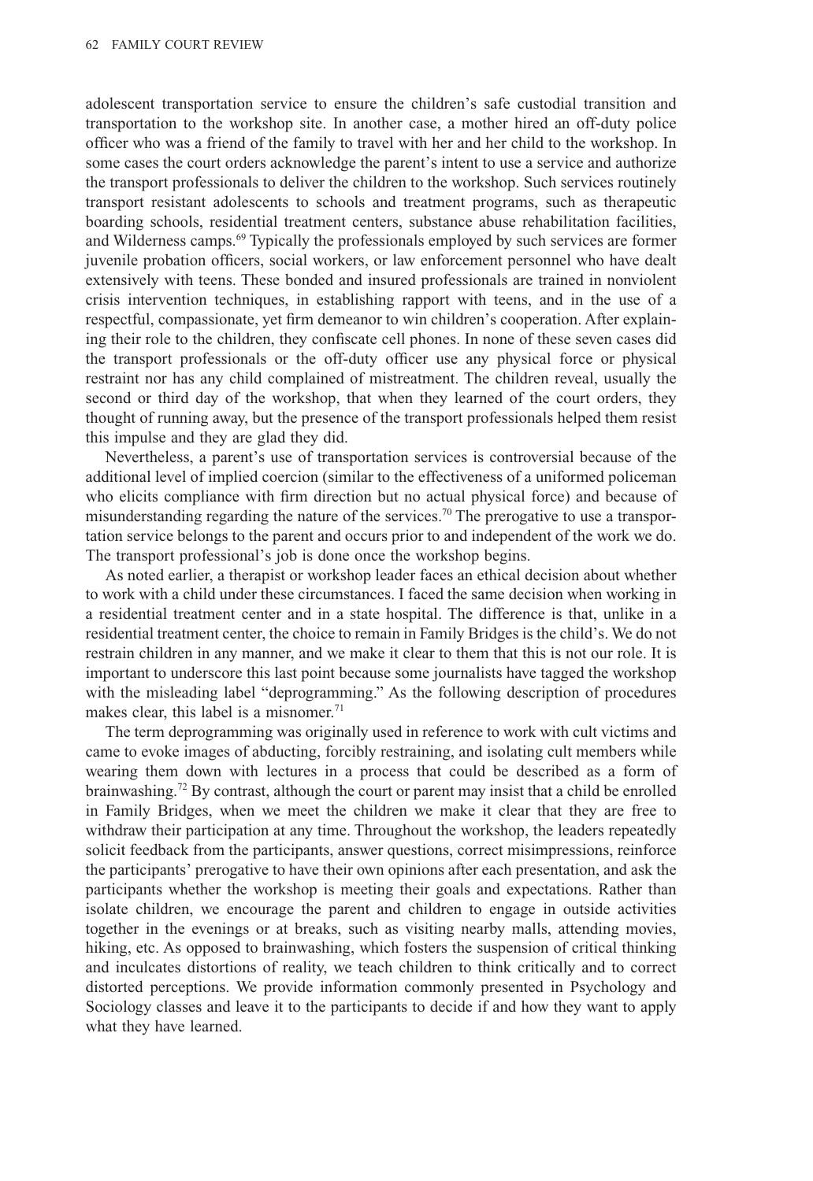adolescent transportation service to ensure the children's safe custodial transition and transportation to the workshop site. In another case, a mother hired an off-duty police officer who was a friend of the family to travel with her and her child to the workshop. In some cases the court orders acknowledge the parent's intent to use a service and authorize the transport professionals to deliver the children to the workshop. Such services routinely transport resistant adolescents to schools and treatment programs, such as therapeutic boarding schools, residential treatment centers, substance abuse rehabilitation facilities, and Wilderness camps.[69] Typically the professionals employed by such services are former juvenile probation officers, social workers, or law enforcement personnel who have dealt extensively with teens. These bonded and insured professionals are trained in nonviolent crisis intervention techniques, in establishing rapport with teens, and in the use of a respectful, compassionate, yet firm demeanor to win children's cooperation. After explaining their role to the children, they confiscate cell phones. In none of these seven cases did the transport professionals or the off-duty officer use any physical force or physical restraint nor has any child complained of mistreatment. The children reveal, usually the second or third day of the workshop, that when they learned of the court orders, they thought of running away, but the presence of the transport professionals helped them resist this impulse and they are glad they did.

Nevertheless, a parent's use of transportation services is controversial because of the additional level of implied coercion (similar to the effectiveness of a uniformed policeman who elicits compliance with firm direction but no actual physical force) and because of misunderstanding regarding the nature of the services.[70] The prerogative to use a transportation service belongs to the parent and occurs prior to and independent of the work we do. The transport professional's job is done once the workshop begins.

As noted earlier, a therapist or workshop leader faces an ethical decision about whether to work with a child under these circumstances. I faced the same decision when working in a residential treatment center and in a state hospital. The difference is that, unlike in a residential treatment center, the choice to remain in Family Bridges is the child's. We do not restrain children in any manner, and we make it clear to them that this is not our role. It is important to underscore this last point because some journalists have tagged the workshop with the misleading label "deprogramming." As the following description of procedures makes clear, this label is a misnomer.[71]

The term deprogramming was originally used in reference to work with cult victims and came to evoke images of abducting, forcibly restraining, and isolating cult members while wearing them down with lectures in a process that could be described as a form of brainwashing.[72] By contrast, although the court or parent may insist that a child be enrolled in Family Bridges, when we meet the children we make it clear that they are free to withdraw their participation at any time. Throughout the workshop, the leaders repeatedly solicit feedback from the participants, answer questions, correct misimpressions, reinforce the participants' prerogative to have their own opinions after each presentation, and ask the participants whether the workshop is meeting their goals and expectations. Rather than isolate children, we encourage the parent and children to engage in outside activities together in the evenings or at breaks, such as visiting nearby malls, attending movies, hiking, etc. As opposed to brainwashing, which fosters the suspension of critical thinking and inculcates distortions of reality, we teach children to think critically and to correct distorted perceptions. We provide information commonly presented in Psychology and Sociology classes and leave it to the participants to decide if and how they want to apply what they have learned.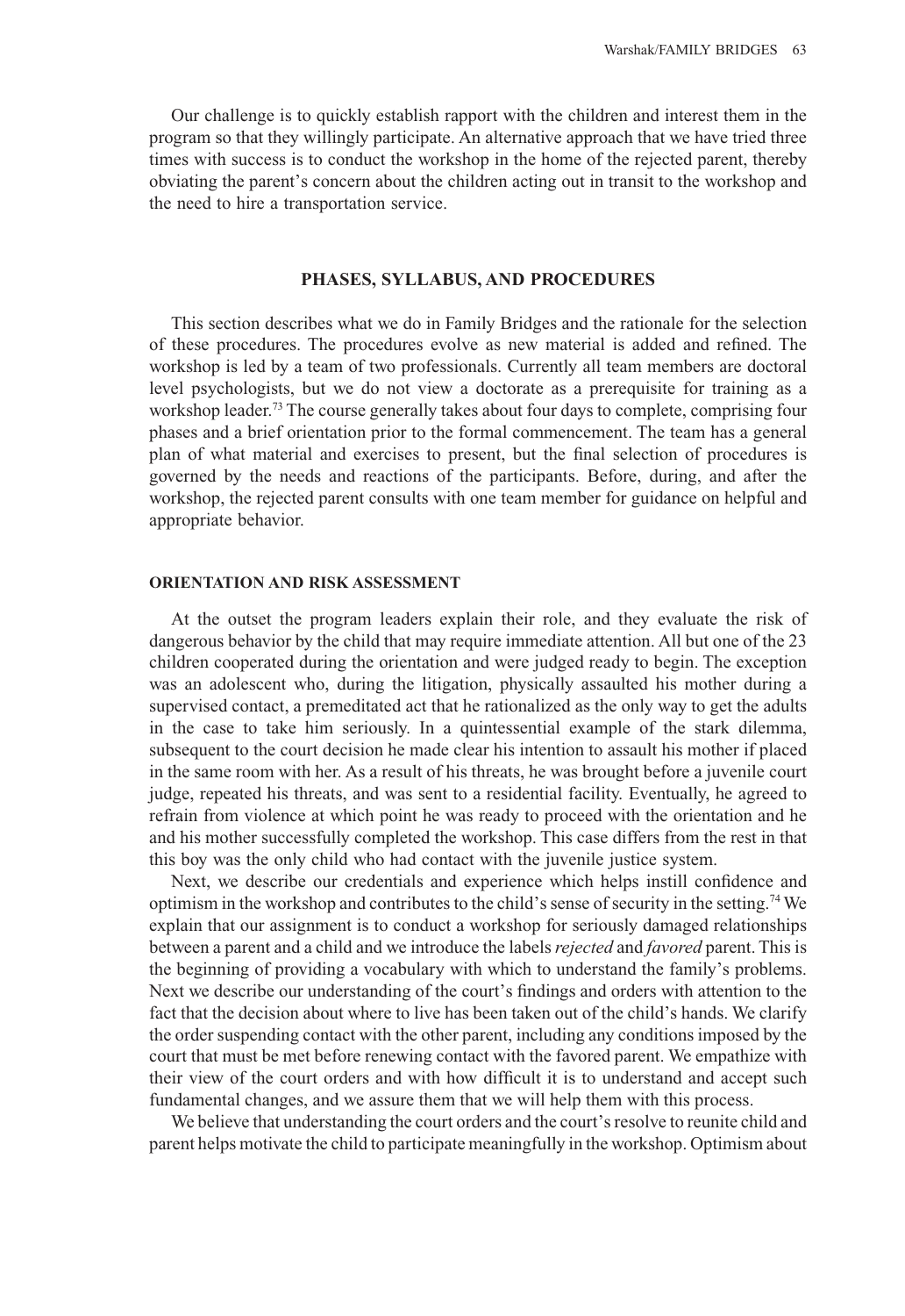Our challenge is to quickly establish rapport with the children and interest them in the program so that they willingly participate. An alternative approach that we have tried three times with success is to conduct the workshop in the home of the rejected parent, thereby obviating the parent's concern about the children acting out in transit to the workshop and the need to hire a transportation service.

## PHASES, SYLLABUS, AND PROCEDURES

This section describes what we do in Family Bridges and the rationale for the selection of these procedures. The procedures evolve as new material is added and refined. The workshop is led by a team of two professionals. Currently all team members are doctoral level psychologists, but we do not view a doctorate as a prerequisite for training as a workshop leader.[73] The course generally takes about four days to complete, comprising four phases and a brief orientation prior to the formal commencement. The team has a general plan of what material and exercises to present, but the final selection of procedures is governed by the needs and reactions of the participants. Before, during, and after the workshop, the rejected parent consults with one team member for guidance on helpful and appropriate behavior.

### ORIENTATION AND RISK ASSESSMENT

At the outset the program leaders explain their role, and they evaluate the risk of dangerous behavior by the child that may require immediate attention. All but one of the 23 children cooperated during the orientation and were judged ready to begin. The exception was an adolescent who, during the litigation, physically assaulted his mother during a supervised contact, a premeditated act that he rationalized as the only way to get the adults in the case to take him seriously. In a quintessential example of the stark dilemma, subsequent to the court decision he made clear his intention to assault his mother if placed in the same room with her. As a result of his threats, he was brought before a juvenile court judge, repeated his threats, and was sent to a residential facility. Eventually, he agreed to refrain from violence at which point he was ready to proceed with the orientation and he and his mother successfully completed the workshop. This case differs from the rest in that this boy was the only child who had contact with the juvenile justice system.

Next, we describe our credentials and experience which helps instill confidence and optimism in the workshop and contributes to the child's sense of security in the setting.[74] We explain that our assignment is to conduct a workshop for seriously damaged relationships between a parent and a child and we introduce the labels *rejected* and *favored* parent. This is the beginning of providing a vocabulary with which to understand the family's problems. Next we describe our understanding of the court's findings and orders with attention to the fact that the decision about where to live has been taken out of the child's hands. We clarify the order suspending contact with the other parent, including any conditions imposed by the court that must be met before renewing contact with the favored parent. We empathize with their view of the court orders and with how difficult it is to understand and accept such fundamental changes, and we assure them that we will help them with this process.

We believe that understanding the court orders and the court's resolve to reunite child and parent helps motivate the child to participate meaningfully in the workshop. Optimism about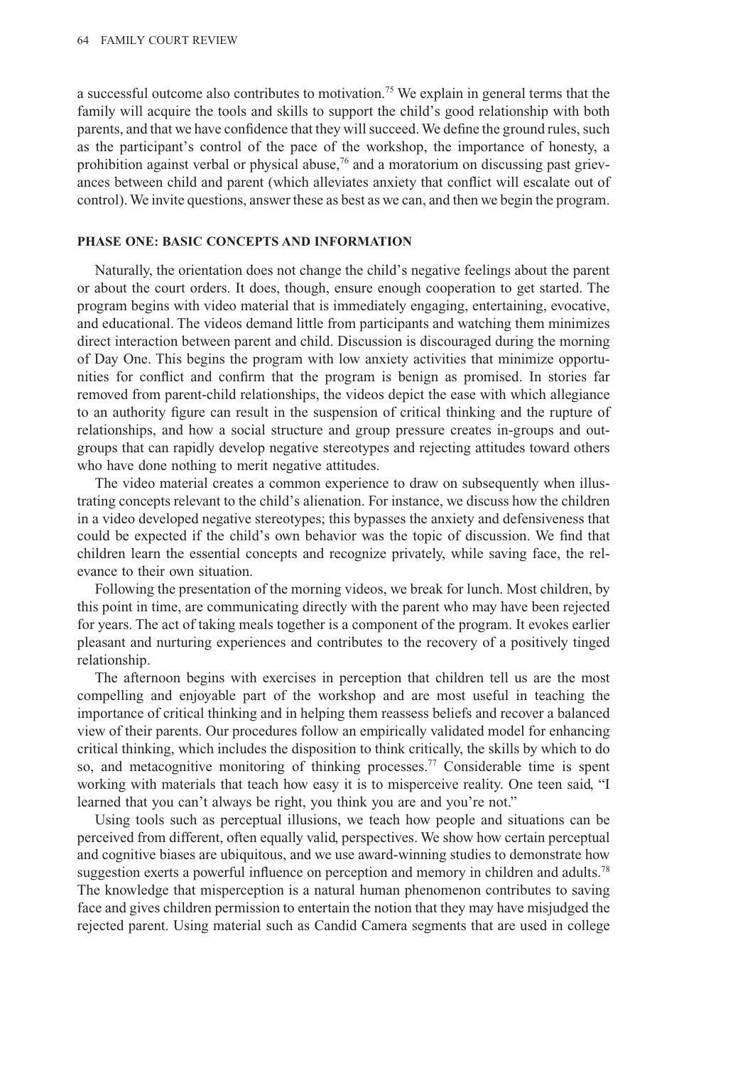a successful outcome also contributes to motivation.[75] We explain in general terms that the family will acquire the tools and skills to support the child's good relationship with both parents, and that we have confidence that they will succeed. We define the ground rules, such as the participant's control of the pace of the workshop, the importance of honesty, a prohibition against verbal or physical abuse,[76] and a moratorium on discussing past grievances between child and parent (which alleviates anxiety that conflict will escalate out of control). We invite questions, answer these as best as we can, and then we begin the program.

## PHASE ONE: BASIC CONCEPTS AND INFORMATION

Naturally, the orientation does not change the child's negative feelings about the parent or about the court orders. It does, though, ensure enough cooperation to get started. The program begins with video material that is immediately engaging, entertaining, evocative, and educational. The videos demand little from participants and watching them minimizes direct interaction between parent and child. Discussion is discouraged during the morning of Day One. This begins the program with low anxiety activities that minimize opportunities for conflict and confirm that the program is benign as promised. In stories far removed from parent-child relationships, the videos depict the ease with which allegiance to an authority figure can result in the suspension of critical thinking and the rupture of relationships, and how a social structure and group pressure creates in-groups and out-groups that can rapidly develop negative stereotypes and rejecting attitudes toward others who have done nothing to merit negative attitudes.

The video material creates a common experience to draw on subsequently when illustrating concepts relevant to the child's alienation. For instance, we discuss how the children in a video developed negative stereotypes; this bypasses the anxiety and defensiveness that could be expected if the child's own behavior was the topic of discussion. We find that children learn the essential concepts and recognize privately, while saving face, the relevance to their own situation.

Following the presentation of the morning videos, we break for lunch. Most children, by this point in time, are communicating directly with the parent who may have been rejected for years. The act of taking meals together is a component of the program. It evokes earlier pleasant and nurturing experiences and contributes to the recovery of a positively tinged relationship.

The afternoon begins with exercises in perception that children tell us are the most compelling and enjoyable part of the workshop and are most useful in teaching the importance of critical thinking and in helping them reassess beliefs and recover a balanced view of their parents. Our procedures follow an empirically validated model for enhancing critical thinking, which includes the disposition to think critically, the skills by which to do so, and metacognitive monitoring of thinking processes.[77] Considerable time is spent working with materials that teach how easy it is to misperceive reality. One teen said, "I learned that you can't always be right, you think you are and you're not."

Using tools such as perceptual illusions, we teach how people and situations can be perceived from different, often equally valid, perspectives. We show how certain perceptual and cognitive biases are ubiquitous, and we use award-winning studies to demonstrate how suggestion exerts a powerful influence on perception and memory in children and adults.[78] The knowledge that misperception is a natural human phenomenon contributes to saving face and gives children permission to entertain the notion that they may have misjudged the rejected parent. Using material such as Candid Camera segments that are used in college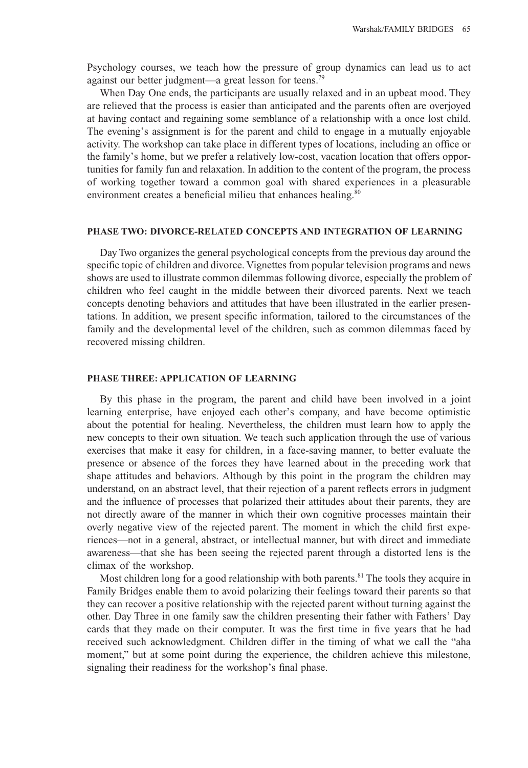Psychology courses, we teach how the pressure of group dynamics can lead us to act against our better judgment—a great lesson for teens.[79]

When Day One ends, the participants are usually relaxed and in an upbeat mood. They are relieved that the process is easier than anticipated and the parents often are overjoyed at having contact and regaining some semblance of a relationship with a once lost child. The evening's assignment is for the parent and child to engage in a mutually enjoyable activity. The workshop can take place in different types of locations, including an office or the family's home, but we prefer a relatively low-cost, vacation location that offers opportunities for family fun and relaxation. In addition to the content of the program, the process of working together toward a common goal with shared experiences in a pleasurable environment creates a beneficial milieu that enhances healing.[80]

## PHASE TWO: DIVORCE-RELATED CONCEPTS AND INTEGRATION OF LEARNING

Day Two organizes the general psychological concepts from the previous day around the specific topic of children and divorce. Vignettes from popular television programs and news shows are used to illustrate common dilemmas following divorce, especially the problem of children who feel caught in the middle between their divorced parents. Next we teach concepts denoting behaviors and attitudes that have been illustrated in the earlier presentations. In addition, we present specific information, tailored to the circumstances of the family and the developmental level of the children, such as common dilemmas faced by recovered missing children.

## PHASE THREE: APPLICATION OF LEARNING

By this phase in the program, the parent and child have been involved in a joint learning enterprise, have enjoyed each other's company, and have become optimistic about the potential for healing. Nevertheless, the children must learn how to apply the new concepts to their own situation. We teach such application through the use of various exercises that make it easy for children, in a face-saving manner, to better evaluate the presence or absence of the forces they have learned about in the preceding work that shape attitudes and behaviors. Although by this point in the program the children may understand, on an abstract level, that their rejection of a parent reflects errors in judgment and the influence of processes that polarized their attitudes about their parents, they are not directly aware of the manner in which their own cognitive processes maintain their overly negative view of the rejected parent. The moment in which the child first experiences—not in a general, abstract, or intellectual manner, but with direct and immediate awareness—that she has been seeing the rejected parent through a distorted lens is the climax of the workshop.

Most children long for a good relationship with both parents.[81] The tools they acquire in Family Bridges enable them to avoid polarizing their feelings toward their parents so that they can recover a positive relationship with the rejected parent without turning against the other. Day Three in one family saw the children presenting their father with Fathers' Day cards that they made on their computer. It was the first time in five years that he had received such acknowledgment. Children differ in the timing of what we call the "aha moment," but at some point during the experience, the children achieve this milestone, signaling their readiness for the workshop's final phase.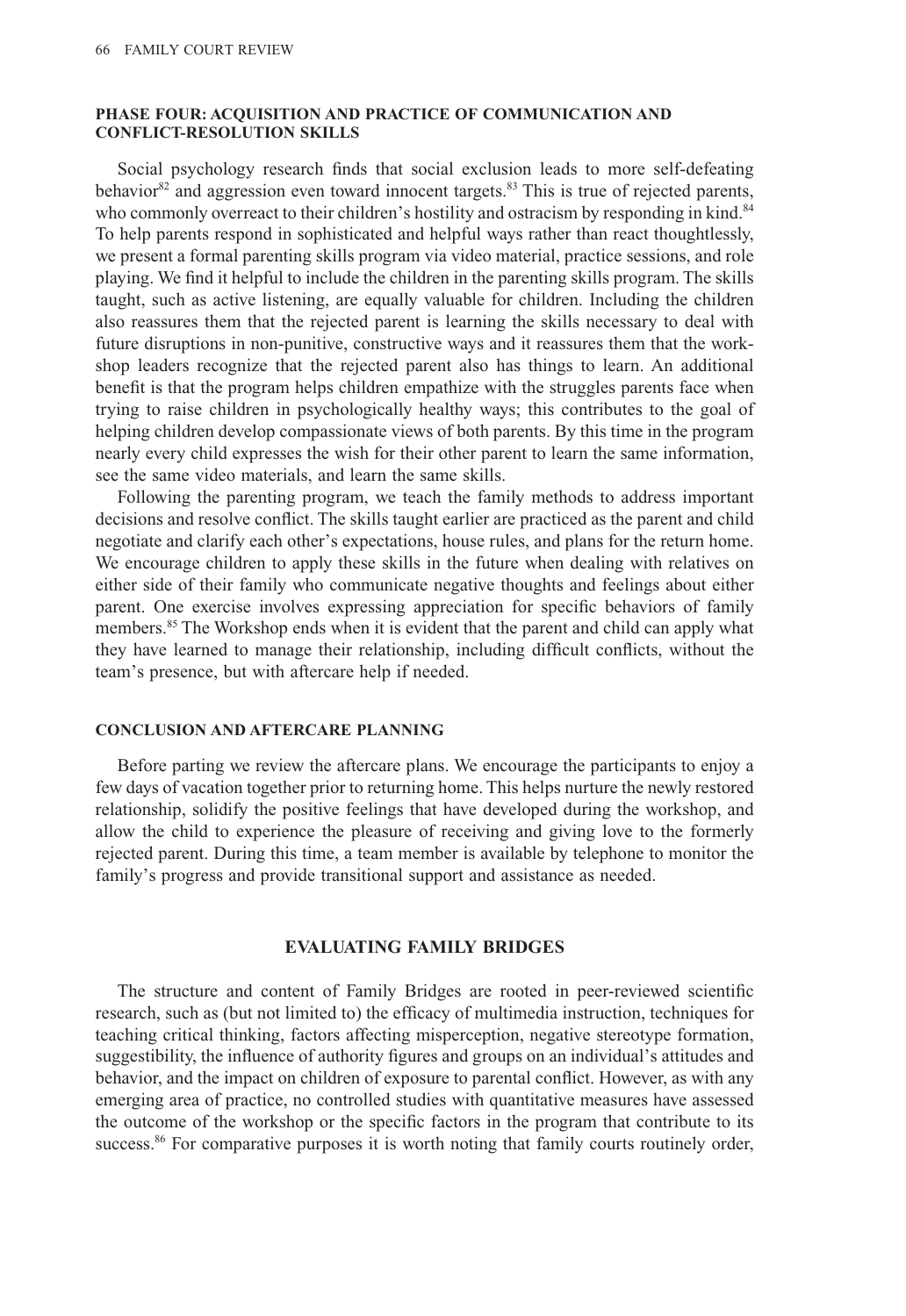### PHASE FOUR: ACQUISITION AND PRACTICE OF COMMUNICATION AND CONFLICT-RESOLUTION SKILLS

Social psychology research finds that social exclusion leads to more self-defeating behavior[82] and aggression even toward innocent targets.[83] This is true of rejected parents, who commonly overreact to their children's hostility and ostracism by responding in kind.[84] To help parents respond in sophisticated and helpful ways rather than react thoughtlessly, we present a formal parenting skills program via video material, practice sessions, and role playing. We find it helpful to include the children in the parenting skills program. The skills taught, such as active listening, are equally valuable for children. Including the children also reassures them that the rejected parent is learning the skills necessary to deal with future disruptions in non-punitive, constructive ways and it reassures them that the workshop leaders recognize that the rejected parent also has things to learn. An additional benefit is that the program helps children empathize with the struggles parents face when trying to raise children in psychologically healthy ways; this contributes to the goal of helping children develop compassionate views of both parents. By this time in the program nearly every child expresses the wish for their other parent to learn the same information, see the same video materials, and learn the same skills.

Following the parenting program, we teach the family methods to address important decisions and resolve conflict. The skills taught earlier are practiced as the parent and child negotiate and clarify each other's expectations, house rules, and plans for the return home. We encourage children to apply these skills in the future when dealing with relatives on either side of their family who communicate negative thoughts and feelings about either parent. One exercise involves expressing appreciation for specific behaviors of family members.[85] The Workshop ends when it is evident that the parent and child can apply what they have learned to manage their relationship, including difficult conflicts, without the team's presence, but with aftercare help if needed.

### CONCLUSION AND AFTERCARE PLANNING

Before parting we review the aftercare plans. We encourage the participants to enjoy a few days of vacation together prior to returning home. This helps nurture the newly restored relationship, solidify the positive feelings that have developed during the workshop, and allow the child to experience the pleasure of receiving and giving love to the formerly rejected parent. During this time, a team member is available by telephone to monitor the family's progress and provide transitional support and assistance as needed.

## EVALUATING FAMILY BRIDGES

The structure and content of Family Bridges are rooted in peer-reviewed scientific research, such as (but not limited to) the efficacy of multimedia instruction, techniques for teaching critical thinking, factors affecting misperception, negative stereotype formation, suggestibility, the influence of authority figures and groups on an individual's attitudes and behavior, and the impact on children of exposure to parental conflict. However, as with any emerging area of practice, no controlled studies with quantitative measures have assessed the outcome of the workshop or the specific factors in the program that contribute to its success.[86] For comparative purposes it is worth noting that family courts routinely order,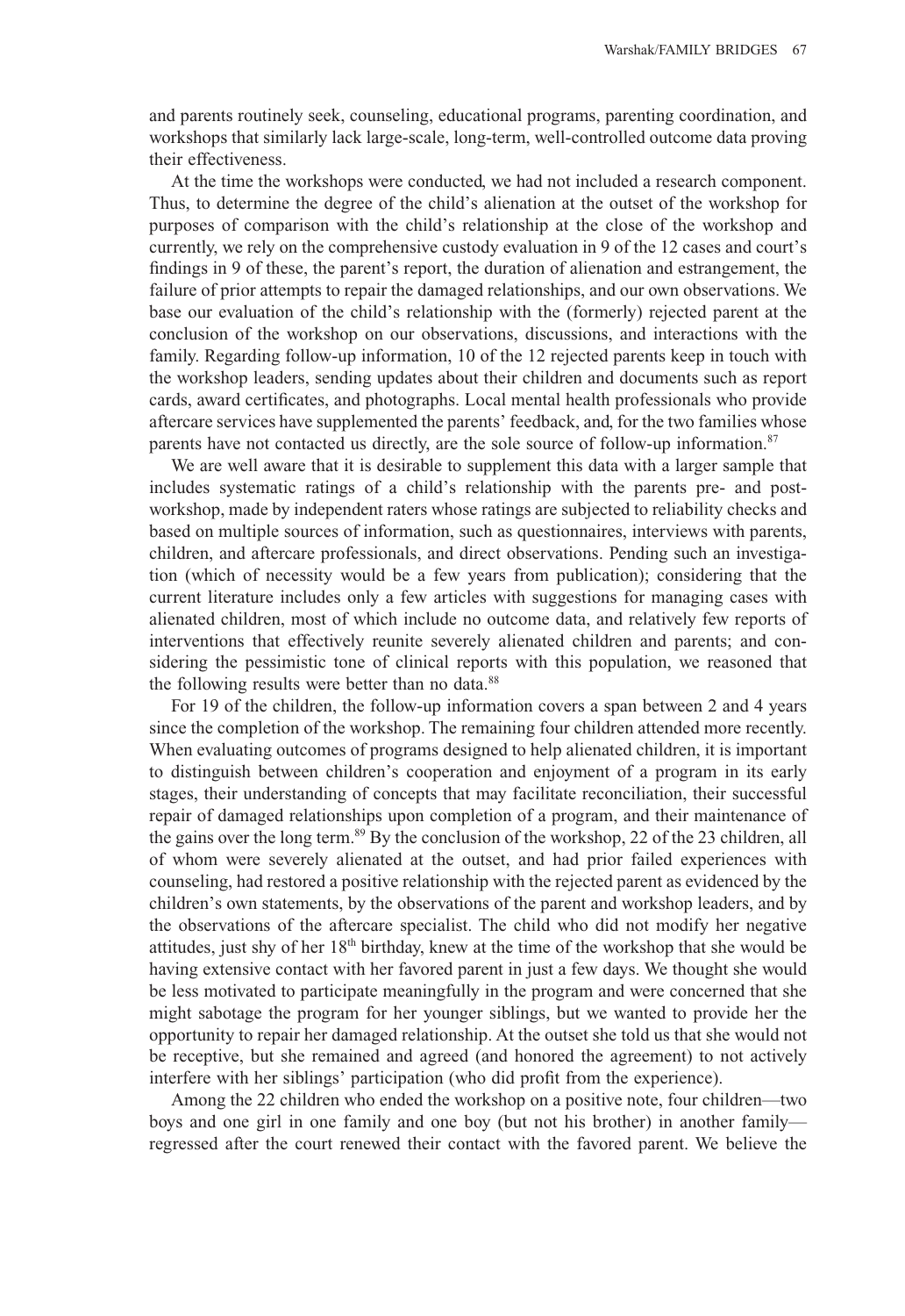and parents routinely seek, counseling, educational programs, parenting coordination, and workshops that similarly lack large-scale, long-term, well-controlled outcome data proving their effectiveness.

At the time the workshops were conducted, we had not included a research component. Thus, to determine the degree of the child's alienation at the outset of the workshop for purposes of comparison with the child's relationship at the close of the workshop and currently, we rely on the comprehensive custody evaluation in 9 of the 12 cases and court's findings in 9 of these, the parent's report, the duration of alienation and estrangement, the failure of prior attempts to repair the damaged relationships, and our own observations. We base our evaluation of the child's relationship with the (formerly) rejected parent at the conclusion of the workshop on our observations, discussions, and interactions with the family. Regarding follow-up information, 10 of the 12 rejected parents keep in touch with the workshop leaders, sending updates about their children and documents such as report cards, award certificates, and photographs. Local mental health professionals who provide aftercare services have supplemented the parents' feedback, and, for the two families whose parents have not contacted us directly, are the sole source of follow-up information.[87]

We are well aware that it is desirable to supplement this data with a larger sample that includes systematic ratings of a child's relationship with the parents pre- and post-workshop, made by independent raters whose ratings are subjected to reliability checks and based on multiple sources of information, such as questionnaires, interviews with parents, children, and aftercare professionals, and direct observations. Pending such an investigation (which of necessity would be a few years from publication); considering that the current literature includes only a few articles with suggestions for managing cases with alienated children, most of which include no outcome data, and relatively few reports of interventions that effectively reunite severely alienated children and parents; and considering the pessimistic tone of clinical reports with this population, we reasoned that the following results were better than no data.[88]

For 19 of the children, the follow-up information covers a span between 2 and 4 years since the completion of the workshop. The remaining four children attended more recently. When evaluating outcomes of programs designed to help alienated children, it is important to distinguish between children's cooperation and enjoyment of a program in its early stages, their understanding of concepts that may facilitate reconciliation, their successful repair of damaged relationships upon completion of a program, and their maintenance of the gains over the long term.[89] By the conclusion of the workshop, 22 of the 23 children, all of whom were severely alienated at the outset, and had prior failed experiences with counseling, had restored a positive relationship with the rejected parent as evidenced by the children's own statements, by the observations of the parent and workshop leaders, and by the observations of the aftercare specialist. The child who did not modify her negative attitudes, just shy of her 18th birthday, knew at the time of the workshop that she would be having extensive contact with her favored parent in just a few days. We thought she would be less motivated to participate meaningfully in the program and were concerned that she might sabotage the program for her younger siblings, but we wanted to provide her the opportunity to repair her damaged relationship. At the outset she told us that she would not be receptive, but she remained and agreed (and honored the agreement) to not actively interfere with her siblings' participation (who did profit from the experience).

Among the 22 children who ended the workshop on a positive note, four children—two boys and one girl in one family and one boy (but not his brother) in another family—regressed after the court renewed their contact with the favored parent. We believe the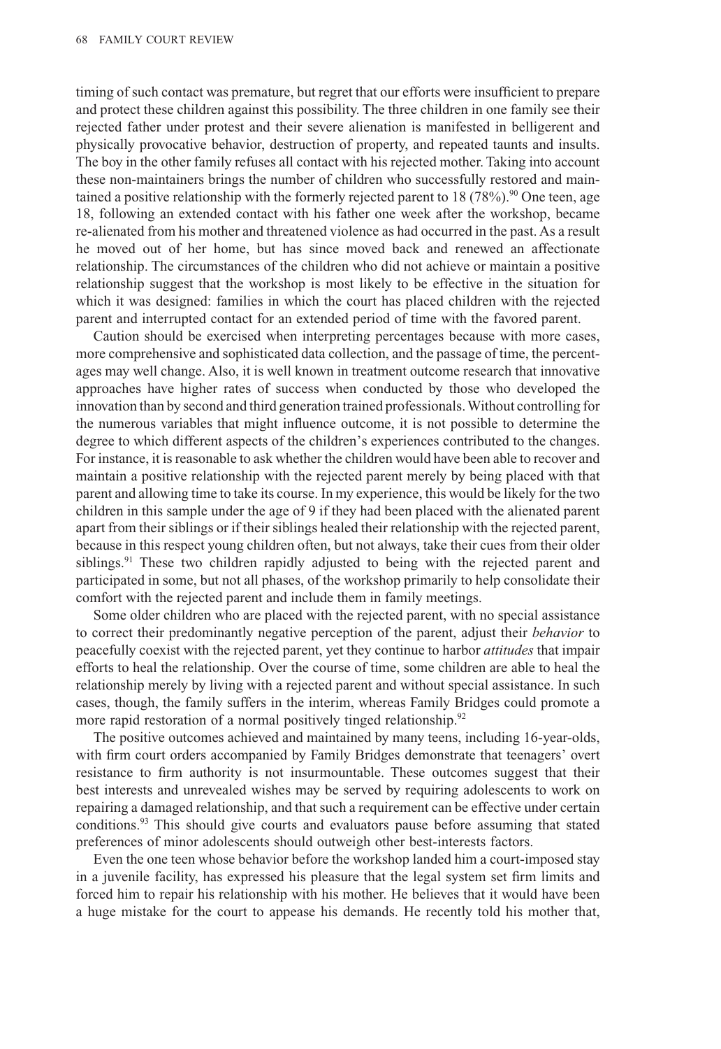timing of such contact was premature, but regret that our efforts were insufficient to prepare and protect these children against this possibility. The three children in one family see their rejected father under protest and their severe alienation is manifested in belligerent and physically provocative behavior, destruction of property, and repeated taunts and insults. The boy in the other family refuses all contact with his rejected mother. Taking into account these non-maintainers brings the number of children who successfully restored and maintained a positive relationship with the formerly rejected parent to 18 (78%).[90] One teen, age 18, following an extended contact with his father one week after the workshop, became re-alienated from his mother and threatened violence as had occurred in the past. As a result he moved out of her home, but has since moved back and renewed an affectionate relationship. The circumstances of the children who did not achieve or maintain a positive relationship suggest that the workshop is most likely to be effective in the situation for which it was designed: families in which the court has placed children with the rejected parent and interrupted contact for an extended period of time with the favored parent.

Caution should be exercised when interpreting percentages because with more cases, more comprehensive and sophisticated data collection, and the passage of time, the percentages may well change. Also, it is well known in treatment outcome research that innovative approaches have higher rates of success when conducted by those who developed the innovation than by second and third generation trained professionals. Without controlling for the numerous variables that might influence outcome, it is not possible to determine the degree to which different aspects of the children's experiences contributed to the changes. For instance, it is reasonable to ask whether the children would have been able to recover and maintain a positive relationship with the rejected parent merely by being placed with that parent and allowing time to take its course. In my experience, this would be likely for the two children in this sample under the age of 9 if they had been placed with the alienated parent apart from their siblings or if their siblings healed their relationship with the rejected parent, because in this respect young children often, but not always, take their cues from their older siblings.[91] These two children rapidly adjusted to being with the rejected parent and participated in some, but not all phases, of the workshop primarily to help consolidate their comfort with the rejected parent and include them in family meetings.

Some older children who are placed with the rejected parent, with no special assistance to correct their predominantly negative perception of the parent, adjust their *behavior* to peacefully coexist with the rejected parent, yet they continue to harbor *attitudes* that impair efforts to heal the relationship. Over the course of time, some children are able to heal the relationship merely by living with a rejected parent and without special assistance. In such cases, though, the family suffers in the interim, whereas Family Bridges could promote a more rapid restoration of a normal positively tinged relationship.[92]

The positive outcomes achieved and maintained by many teens, including 16-year-olds, with firm court orders accompanied by Family Bridges demonstrate that teenagers' overt resistance to firm authority is not insurmountable. These outcomes suggest that their best interests and unrevealed wishes may be served by requiring adolescents to work on repairing a damaged relationship, and that such a requirement can be effective under certain conditions.[93] This should give courts and evaluators pause before assuming that stated preferences of minor adolescents should outweigh other best-interests factors.

Even the one teen whose behavior before the workshop landed him a court-imposed stay in a juvenile facility, has expressed his pleasure that the legal system set firm limits and forced him to repair his relationship with his mother. He believes that it would have been a huge mistake for the court to appease his demands. He recently told his mother that,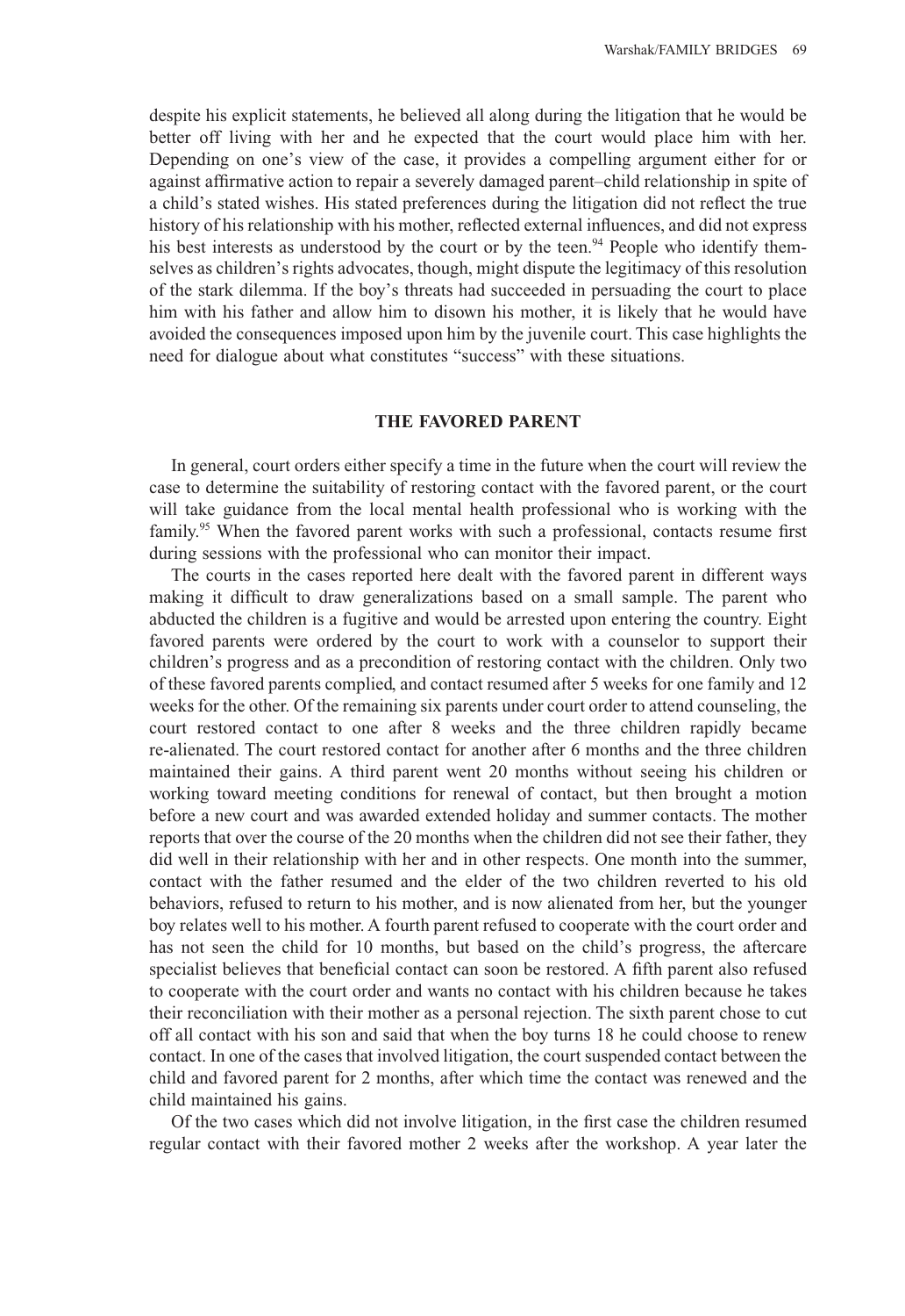despite his explicit statements, he believed all along during the litigation that he would be better off living with her and he expected that the court would place him with her. Depending on one's view of the case, it provides a compelling argument either for or against affirmative action to repair a severely damaged parent–child relationship in spite of a child's stated wishes. His stated preferences during the litigation did not reflect the true history of his relationship with his mother, reflected external influences, and did not express his best interests as understood by the court or by the teen.[94] People who identify themselves as children's rights advocates, though, might dispute the legitimacy of this resolution of the stark dilemma. If the boy's threats had succeeded in persuading the court to place him with his father and allow him to disown his mother, it is likely that he would have avoided the consequences imposed upon him by the juvenile court. This case highlights the need for dialogue about what constitutes "success" with these situations.

## THE FAVORED PARENT

In general, court orders either specify a time in the future when the court will review the case to determine the suitability of restoring contact with the favored parent, or the court will take guidance from the local mental health professional who is working with the family.[95] When the favored parent works with such a professional, contacts resume first during sessions with the professional who can monitor their impact.

The courts in the cases reported here dealt with the favored parent in different ways making it difficult to draw generalizations based on a small sample. The parent who abducted the children is a fugitive and would be arrested upon entering the country. Eight favored parents were ordered by the court to work with a counselor to support their children's progress and as a precondition of restoring contact with the children. Only two of these favored parents complied, and contact resumed after 5 weeks for one family and 12 weeks for the other. Of the remaining six parents under court order to attend counseling, the court restored contact to one after 8 weeks and the three children rapidly became re-alienated. The court restored contact for another after 6 months and the three children maintained their gains. A third parent went 20 months without seeing his children or working toward meeting conditions for renewal of contact, but then brought a motion before a new court and was awarded extended holiday and summer contacts. The mother reports that over the course of the 20 months when the children did not see their father, they did well in their relationship with her and in other respects. One month into the summer, contact with the father resumed and the elder of the two children reverted to his old behaviors, refused to return to his mother, and is now alienated from her, but the younger boy relates well to his mother. A fourth parent refused to cooperate with the court order and has not seen the child for 10 months, but based on the child's progress, the aftercare specialist believes that beneficial contact can soon be restored. A fifth parent also refused to cooperate with the court order and wants no contact with his children because he takes their reconciliation with their mother as a personal rejection. The sixth parent chose to cut off all contact with his son and said that when the boy turns 18 he could choose to renew contact. In one of the cases that involved litigation, the court suspended contact between the child and favored parent for 2 months, after which time the contact was renewed and the child maintained his gains.

Of the two cases which did not involve litigation, in the first case the children resumed regular contact with their favored mother 2 weeks after the workshop. A year later the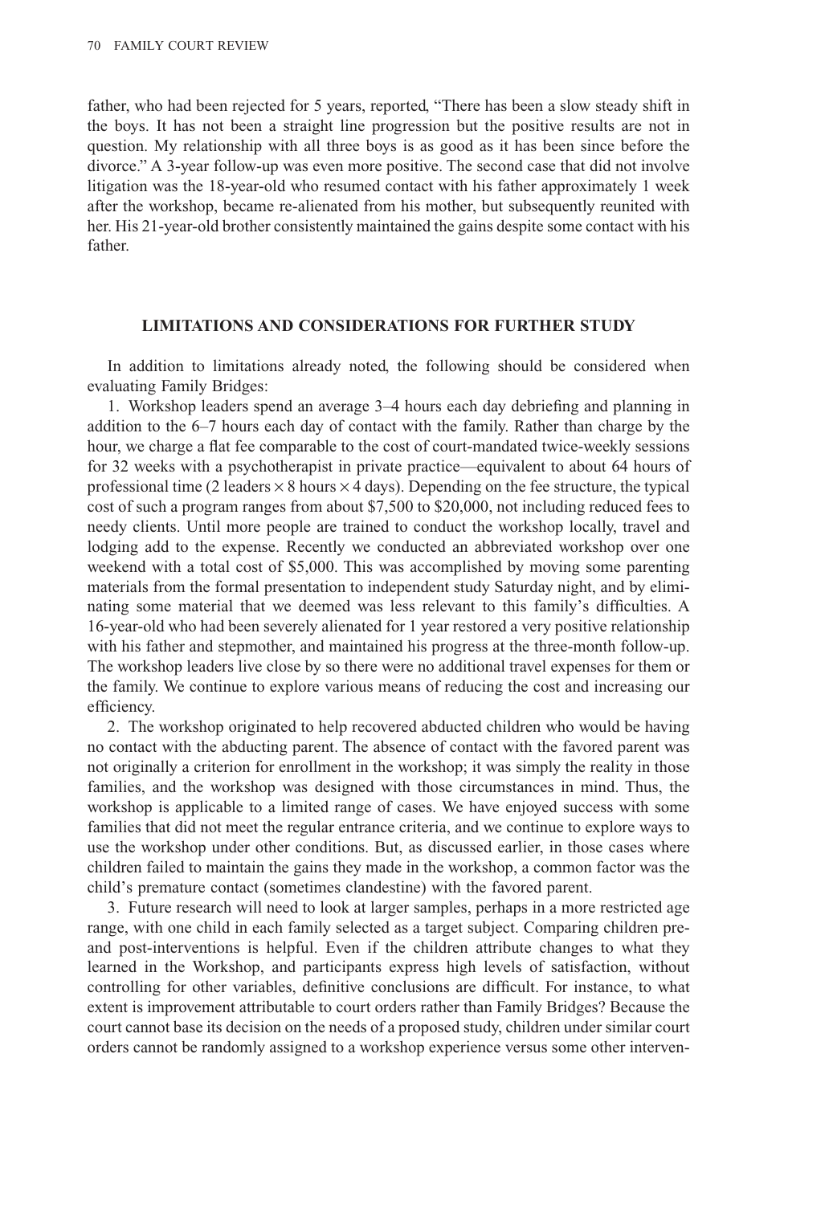father, who had been rejected for 5 years, reported, "There has been a slow steady shift in the boys. It has not been a straight line progression but the positive results are not in question. My relationship with all three boys is as good as it has been since before the divorce." A 3-year follow-up was even more positive. The second case that did not involve litigation was the 18-year-old who resumed contact with his father approximately 1 week after the workshop, became re-alienated from his mother, but subsequently reunited with her. His 21-year-old brother consistently maintained the gains despite some contact with his father.

## LIMITATIONS AND CONSIDERATIONS FOR FURTHER STUDY

In addition to limitations already noted, the following should be considered when evaluating Family Bridges:

1. Workshop leaders spend an average 3–4 hours each day debriefing and planning in addition to the 6–7 hours each day of contact with the family. Rather than charge by the hour, we charge a flat fee comparable to the cost of court-mandated twice-weekly sessions for 32 weeks with a psychotherapist in private practice—equivalent to about 64 hours of professional time (2 leaders × 8 hours × 4 days). Depending on the fee structure, the typical cost of such a program ranges from about $7,500 to $20,000, not including reduced fees to needy clients. Until more people are trained to conduct the workshop locally, travel and lodging add to the expense. Recently we conducted an abbreviated workshop over one weekend with a total cost of $5,000. This was accomplished by moving some parenting materials from the formal presentation to independent study Saturday night, and by eliminating some material that we deemed was less relevant to this family's difficulties. A 16-year-old who had been severely alienated for 1 year restored a very positive relationship with his father and stepmother, and maintained his progress at the three-month follow-up. The workshop leaders live close by so there were no additional travel expenses for them or the family. We continue to explore various means of reducing the cost and increasing our efficiency.

2. The workshop originated to help recovered abducted children who would be having no contact with the abducting parent. The absence of contact with the favored parent was not originally a criterion for enrollment in the workshop; it was simply the reality in those families, and the workshop was designed with those circumstances in mind. Thus, the workshop is applicable to a limited range of cases. We have enjoyed success with some families that did not meet the regular entrance criteria, and we continue to explore ways to use the workshop under other conditions. But, as discussed earlier, in those cases where children failed to maintain the gains they made in the workshop, a common factor was the child's premature contact (sometimes clandestine) with the favored parent.

3. Future research will need to look at larger samples, perhaps in a more restricted age range, with one child in each family selected as a target subject. Comparing children pre- and post-interventions is helpful. Even if the children attribute changes to what they learned in the Workshop, and participants express high levels of satisfaction, without controlling for other variables, definitive conclusions are difficult. For instance, to what extent is improvement attributable to court orders rather than Family Bridges? Because the court cannot base its decision on the needs of a proposed study, children under similar court orders cannot be randomly assigned to a workshop experience versus some other interven-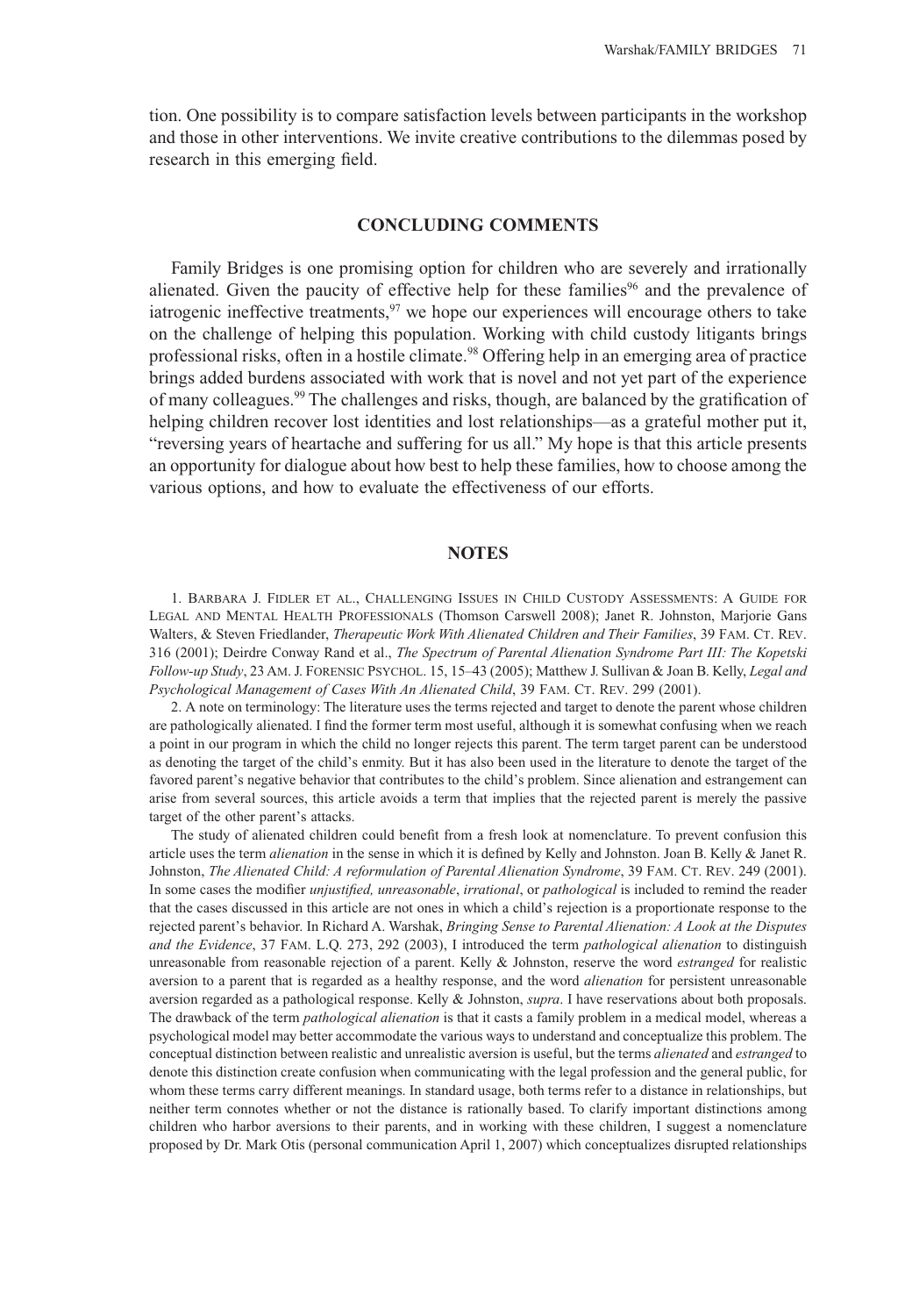tion. One possibility is to compare satisfaction levels between participants in the workshop and those in other interventions. We invite creative contributions to the dilemmas posed by research in this emerging field.

## CONCLUDING COMMENTS

Family Bridges is one promising option for children who are severely and irrationally alienated. Given the paucity of effective help for these families[96] and the prevalence of iatrogenic ineffective treatments,[97] we hope our experiences will encourage others to take on the challenge of helping this population. Working with child custody litigants brings professional risks, often in a hostile climate.[98] Offering help in an emerging area of practice brings added burdens associated with work that is novel and not yet part of the experience of many colleagues.[99] The challenges and risks, though, are balanced by the gratification of helping children recover lost identities and lost relationships—as a grateful mother put it, "reversing years of heartache and suffering for us all." My hope is that this article presents an opportunity for dialogue about how best to help these families, how to choose among the various options, and how to evaluate the effectiveness of our efforts.

## NOTES

1. Barbara J. Fidler et al., Challenging Issues in Child Custody Assessments: A Guide for Legal and Mental Health Professionals (Thomson Carswell 2008); Janet R. Johnston, Marjorie Gans Walters, & Steven Friedlander, *Therapeutic Work With Alienated Children and Their Families*, 39 Fam. Ct. Rev. 316 (2001); Deirdre Conway Rand et al., *The Spectrum of Parental Alienation Syndrome Part III: The Kopetski Follow-up Study*, 23 Am. J. Forensic Psychol. 15, 15–43 (2005); Matthew J. Sullivan & Joan B. Kelly, *Legal and Psychological Management of Cases With An Alienated Child*, 39 Fam. Ct. Rev. 299 (2001).

2. A note on terminology: The literature uses the terms rejected and target to denote the parent whose children are pathologically alienated. I find the former term most useful, although it is somewhat confusing when we reach a point in our program in which the child no longer rejects this parent. The term target parent can be understood as denoting the target of the child's enmity. But it has also been used in the literature to denote the target of the favored parent's negative behavior that contributes to the child's problem. Since alienation and estrangement can arise from several sources, this article avoids a term that implies that the rejected parent is merely the passive target of the other parent's attacks.

The study of alienated children could benefit from a fresh look at nomenclature. To prevent confusion this article uses the term *alienation* in the sense in which it is defined by Kelly and Johnston. Joan B. Kelly & Janet R. Johnston, *The Alienated Child: A reformulation of Parental Alienation Syndrome*, 39 Fam. Ct. Rev. 249 (2001). In some cases the modifier *unjustified, unreasonable*, *irrational*, or *pathological* is included to remind the reader that the cases discussed in this article are not ones in which a child's rejection is a proportionate response to the rejected parent's behavior. In Richard A. Warshak, *Bringing Sense to Parental Alienation: A Look at the Disputes and the Evidence*, 37 Fam. L.Q. 273, 292 (2003), I introduced the term *pathological alienation* to distinguish unreasonable from reasonable rejection of a parent. Kelly & Johnston, reserve the word *estranged* for realistic aversion to a parent that is regarded as a healthy response, and the word *alienation* for persistent unreasonable aversion regarded as a pathological response. Kelly & Johnston, *supra*. I have reservations about both proposals. The drawback of the term *pathological alienation* is that it casts a family problem in a medical model, whereas a psychological model may better accommodate the various ways to understand and conceptualize this problem. The conceptual distinction between realistic and unrealistic aversion is useful, but the terms *alienated* and *estranged* to denote this distinction create confusion when communicating with the legal profession and the general public, for whom these terms carry different meanings. In standard usage, both terms refer to a distance in relationships, but neither term connotes whether or not the distance is rationally based. To clarify important distinctions among children who harbor aversions to their parents, and in working with these children, I suggest a nomenclature proposed by Dr. Mark Otis (personal communication April 1, 2007) which conceptualizes disrupted relationships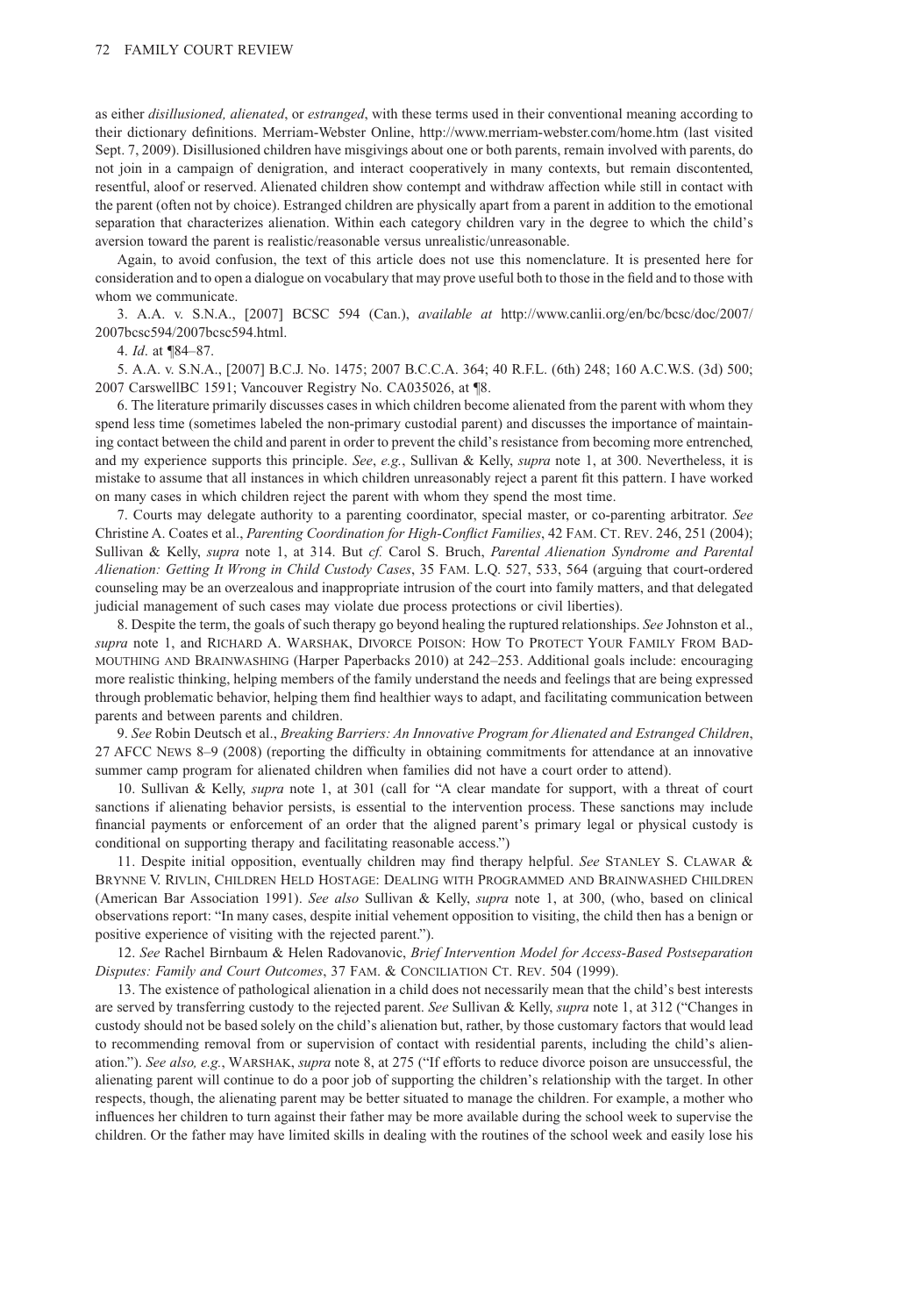as either *disillusioned, alienated*, or *estranged*, with these terms used in their conventional meaning according to their dictionary definitions. Merriam-Webster Online, http://www.merriam-webster.com/home.htm (last visited Sept. 7, 2009). Disillusioned children have misgivings about one or both parents, remain involved with parents, do not join in a campaign of denigration, and interact cooperatively in many contexts, but remain discontented, resentful, aloof or reserved. Alienated children show contempt and withdraw affection while still in contact with the parent (often not by choice). Estranged children are physically apart from a parent in addition to the emotional separation that characterizes alienation. Within each category children vary in the degree to which the child's aversion toward the parent is realistic/reasonable versus unrealistic/unreasonable.

Again, to avoid confusion, the text of this article does not use this nomenclature. It is presented here for consideration and to open a dialogue on vocabulary that may prove useful both to those in the field and to those with whom we communicate.

3. A.A. v. S.N.A., [2007] BCSC 594 (Can.), *available at* http://www.canlii.org/en/bc/bcsc/doc/2007/2007bcsc594/2007bcsc594.html.

4. *Id*. at ¶84–87.

5. A.A. v. S.N.A., [2007] B.C.J. No. 1475; 2007 B.C.C.A. 364; 40 R.F.L. (6th) 248; 160 A.C.W.S. (3d) 500; 2007 CarswellBC 1591; Vancouver Registry No. CA035026, at ¶8.

6. The literature primarily discusses cases in which children become alienated from the parent with whom they spend less time (sometimes labeled the non-primary custodial parent) and discusses the importance of maintaining contact between the child and parent in order to prevent the child's resistance from becoming more entrenched, and my experience supports this principle. *See*, *e.g.*, Sullivan & Kelly, *supra* note 1, at 300. Nevertheless, it is mistake to assume that all instances in which children unreasonably reject a parent fit this pattern. I have worked on many cases in which children reject the parent with whom they spend the most time.

7. Courts may delegate authority to a parenting coordinator, special master, or co-parenting arbitrator. *See* Christine A. Coates et al., *Parenting Coordination for High-Conflict Families*, 42 FAM. CT. REV. 246, 251 (2004); Sullivan & Kelly, *supra* note 1, at 314. But *cf.* Carol S. Bruch, *Parental Alienation Syndrome and Parental Alienation: Getting It Wrong in Child Custody Cases*, 35 FAM. L.Q. 527, 533, 564 (arguing that court-ordered counseling may be an overzealous and inappropriate intrusion of the court into family matters, and that delegated judicial management of such cases may violate due process protections or civil liberties).

8. Despite the term, the goals of such therapy go beyond healing the ruptured relationships. *See* Johnston et al., *supra* note 1, and RICHARD A. WARSHAK, DIVORCE POISON: HOW TO PROTECT YOUR FAMILY FROM BAD-MOUTHING AND BRAINWASHING (Harper Paperbacks 2010) at 242–253. Additional goals include: encouraging more realistic thinking, helping members of the family understand the needs and feelings that are being expressed through problematic behavior, helping them find healthier ways to adapt, and facilitating communication between parents and between parents and children.

9. *See* Robin Deutsch et al., *Breaking Barriers: An Innovative Program for Alienated and Estranged Children*, 27 AFCC NEWS 8–9 (2008) (reporting the difficulty in obtaining commitments for attendance at an innovative summer camp program for alienated children when families did not have a court order to attend).

10. Sullivan & Kelly, *supra* note 1, at 301 (call for "A clear mandate for support, with a threat of court sanctions if alienating behavior persists, is essential to the intervention process. These sanctions may include financial payments or enforcement of an order that the aligned parent's primary legal or physical custody is conditional on supporting therapy and facilitating reasonable access.")

11. Despite initial opposition, eventually children may find therapy helpful. *See* STANLEY S. CLAWAR & BRYNNE V. RIVLIN, CHILDREN HELD HOSTAGE: DEALING WITH PROGRAMMED AND BRAINWASHED CHILDREN (American Bar Association 1991). *See also* Sullivan & Kelly, *supra* note 1, at 300, (who, based on clinical observations report: "In many cases, despite initial vehement opposition to visiting, the child then has a benign or positive experience of visiting with the rejected parent.").

12. *See* Rachel Birnbaum & Helen Radovanovic, *Brief Intervention Model for Access-Based Postseparation Disputes: Family and Court Outcomes*, 37 FAM. & CONCILIATION CT. REV. 504 (1999).

13. The existence of pathological alienation in a child does not necessarily mean that the child's best interests are served by transferring custody to the rejected parent. *See* Sullivan & Kelly, *supra* note 1, at 312 ("Changes in custody should not be based solely on the child's alienation but, rather, by those customary factors that would lead to recommending removal from or supervision of contact with residential parents, including the child's alienation."). *See also, e.g.*, WARSHAK, *supra* note 8, at 275 ("If efforts to reduce divorce poison are unsuccessful, the alienating parent will continue to do a poor job of supporting the children's relationship with the target. In other respects, though, the alienating parent may be better situated to manage the children. For example, a mother who influences her children to turn against their father may be more available during the school week to supervise the children. Or the father may have limited skills in dealing with the routines of the school week and easily lose his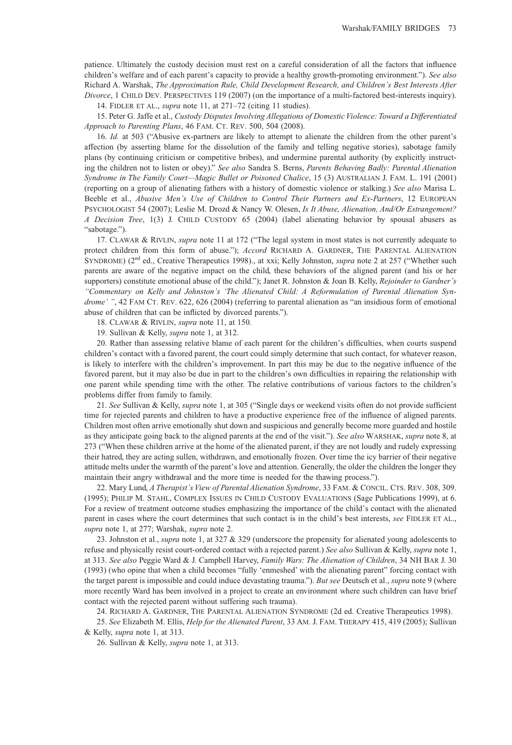patience. Ultimately the custody decision must rest on a careful consideration of all the factors that influence children's welfare and of each parent's capacity to provide a healthy growth-promoting environment."). *See also* Richard A. Warshak, *The Approximation Rule, Child Development Research, and Children's Best Interests After Divorce*, 1 CHILD DEV. PERSPECTIVES 119 (2007) (on the importance of a multi-factored best-interests inquiry).

14. FIDLER ET AL., *supra* note 11, at 271–72 (citing 11 studies).

15. Peter G. Jaffe et al., *Custody Disputes Involving Allegations of Domestic Violence: Toward a Differentiated Approach to Parenting Plans*, 46 FAM. CT. REV. 500, 504 (2008).

16. *Id.* at 503 ("Abusive ex-partners are likely to attempt to alienate the children from the other parent's affection (by asserting blame for the dissolution of the family and telling negative stories), sabotage family plans (by continuing criticism or competitive bribes), and undermine parental authority (by explicitly instructing the children not to listen or obey)." *See also* Sandra S. Berns, *Parents Behaving Badly: Parental Alienation Syndrome in The Family Court—Magic Bullet or Poisoned Chalice*, 15 (3) AUSTRALIAN J. FAM. L. 191 (2001) (reporting on a group of alienating fathers with a history of domestic violence or stalking.) *See also* Marisa L. Beeble et al., *Abusive Men's Use of Children to Control Their Partners and Ex-Partners*, 12 EUROPEAN PSYCHOLOGIST 54 (2007); Leslie M. Drozd & Nancy W. Olesen, *Is It Abuse, Alienation, And/Or Estrangement? A Decision Tree*, 1(3) J. CHILD CUSTODY 65 (2004) (label alienating behavior by spousal abusers as "sabotage.").

17. CLAWAR & RIVLIN, *supra* note 11 at 172 ("The legal system in most states is not currently adequate to protect children from this form of abuse."); *Accord* RICHARD A. GARDNER, THE PARENTAL ALIENATION SYNDROME) (2nd ed., Creative Therapeutics 1998)., at xxi; Kelly Johnston, *supra* note 2 at 257 ("Whether such parents are aware of the negative impact on the child, these behaviors of the aligned parent (and his or her supporters) constitute emotional abuse of the child."); Janet R. Johnston & Joan B. Kelly, *Rejoinder to Gardner's "Commentary on Kelly and Johnston's 'The Alienated Child: A Reformulation of Parental Alienation Syndrome' "*, 42 FAM CT. REV. 622, 626 (2004) (referring to parental alienation as "an insidious form of emotional abuse of children that can be inflicted by divorced parents.").

18. CLAWAR & RIVLIN, *supra* note 11, at 150.

19. Sullivan & Kelly, *supra* note 1, at 312.

20. Rather than assessing relative blame of each parent for the children's difficulties, when courts suspend children's contact with a favored parent, the court could simply determine that such contact, for whatever reason, is likely to interfere with the children's improvement. In part this may be due to the negative influence of the favored parent, but it may also be due in part to the children's own difficulties in repairing the relationship with one parent while spending time with the other. The relative contributions of various factors to the children's problems differ from family to family.

21. *See* Sullivan & Kelly, *supra* note 1, at 305 ("Single days or weekend visits often do not provide sufficient time for rejected parents and children to have a productive experience free of the influence of aligned parents. Children most often arrive emotionally shut down and suspicious and generally become more guarded and hostile as they anticipate going back to the aligned parents at the end of the visit."). *See also* WARSHAK, *supra* note 8, at 273 ("When these children arrive at the home of the alienated parent, if they are not loudly and rudely expressing their hatred, they are acting sullen, withdrawn, and emotionally frozen. Over time the icy barrier of their negative attitude melts under the warmth of the parent's love and attention. Generally, the older the children the longer they maintain their angry withdrawal and the more time is needed for the thawing process.").

22. Mary Lund, *A Therapist's View of Parental Alienation Syndrome*, 33 FAM. & CONCIL. CTS. REV. 308, 309. (1995); PHILIP M. STAHL, COMPLEX ISSUES IN CHILD CUSTODY EVALUATIONS (Sage Publications 1999), at 6. For a review of treatment outcome studies emphasizing the importance of the child's contact with the alienated parent in cases where the court determines that such contact is in the child's best interests, *see* FIDLER ET AL., *supra* note 1, at 277; Warshak, *supra* note 2.

23. Johnston et al., *supra* note 1, at 327 & 329 (underscore the propensity for alienated young adolescents to refuse and physically resist court-ordered contact with a rejected parent.) *See also* Sullivan & Kelly, *supra* note 1, at 313. *See also* Peggie Ward & J. Campbell Harvey, *Family Wars: The Alienation of Children*, 34 NH BAR J. 30 (1993) (who opine that when a child becomes "fully 'enmeshed' with the alienating parent" forcing contact with the target parent is impossible and could induce devastating trauma."). *But see* Deutsch et al., *supra* note 9 (where more recently Ward has been involved in a project to create an environment where such children can have brief contact with the rejected parent without suffering such trauma).

24. RICHARD A. GARDNER, THE PARENTAL ALIENATION SYNDROME (2d ed. Creative Therapeutics 1998).

25. *See* Elizabeth M. Ellis, *Help for the Alienated Parent*, 33 AM. J. FAM. THERAPY 415, 419 (2005); Sullivan & Kelly, *supra* note 1, at 313.

26. Sullivan & Kelly, *supra* note 1, at 313.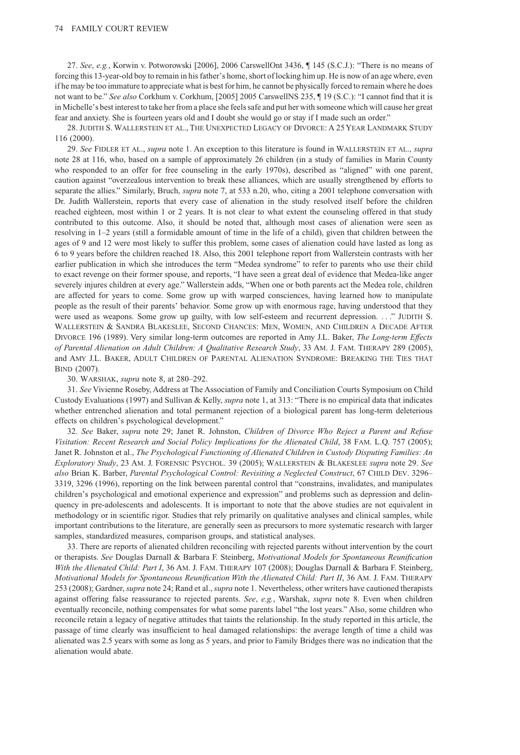27. *See*, *e.g.*, Korwin v. Potworowski [2006], 2006 CarswellOnt 3436, ¶ 145 (S.C.J.): "There is no means of forcing this 13-year-old boy to remain in his father's home, short of locking him up. He is now of an age where, even if he may be too immature to appreciate what is best for him, he cannot be physically forced to remain where he does not want to be." *See also* Corkhum v. Corkhum, [2005] 2005 CarswellNS 235, ¶ 19 (S.C.): "I cannot find that it is in Michelle's best interest to take her from a place she feels safe and put her with someone which will cause her great fear and anxiety. She is fourteen years old and I doubt she would go or stay if I made such an order."

28. JUDITH S. WALLERSTEIN ET AL., THE UNEXPECTED LEGACY OF DIVORCE: A 25 YEAR LANDMARK STUDY 116 (2000).

29. *See* FIDLER ET AL., *supra* note 1. An exception to this literature is found in WALLERSTEIN ET AL., *supra* note 28 at 116, who, based on a sample of approximately 26 children (in a study of families in Marin County who responded to an offer for free counseling in the early 1970s), described as "aligned" with one parent, caution against "overzealous intervention to break these alliances, which are usually strengthened by efforts to separate the allies." Similarly, Bruch, *supra* note 7, at 533 n.20, who, citing a 2001 telephone conversation with Dr. Judith Wallerstein, reports that every case of alienation in the study resolved itself before the children reached eighteen, most within 1 or 2 years. It is not clear to what extent the counseling offered in that study contributed to this outcome. Also, it should be noted that, although most cases of alienation were seen as resolving in 1–2 years (still a formidable amount of time in the life of a child), given that children between the ages of 9 and 12 were most likely to suffer this problem, some cases of alienation could have lasted as long as 6 to 9 years before the children reached 18. Also, this 2001 telephone report from Wallerstein contrasts with her earlier publication in which she introduces the term "Medea syndrome" to refer to parents who use their child to exact revenge on their former spouse, and reports, "I have seen a great deal of evidence that Medea-like anger severely injures children at every age." Wallerstein adds, "When one or both parents act the Medea role, children are affected for years to come. Some grow up with warped consciences, having learned how to manipulate people as the result of their parents' behavior. Some grow up with enormous rage, having understood that they were used as weapons. Some grow up guilty, with low self-esteem and recurrent depression. . . ." JUDITH S. WALLERSTEIN & SANDRA BLAKESLEE, SECOND CHANCES: MEN, WOMEN, AND CHILDREN A DECADE AFTER DIVORCE 196 (1989). Very similar long-term outcomes are reported in Amy J.L. Baker, *The Long-term Effects of Parental Alienation on Adult Children: A Qualitative Research Study*, 33 AM. J. FAM. THERAPY 289 (2005), and AMY J.L. BAKER, ADULT CHILDREN OF PARENTAL ALIENATION SYNDROME: BREAKING THE TIES THAT BIND (2007).

30. WARSHAK, *supra* note 8, at 280–292.

31. *See* Vivienne Roseby, Address at The Association of Family and Conciliation Courts Symposium on Child Custody Evaluations (1997) and Sullivan & Kelly, *supra* note 1, at 313: "There is no empirical data that indicates whether entrenched alienation and total permanent rejection of a biological parent has long-term deleterious effects on children's psychological development."

32. *See* Baker, *supra* note 29; Janet R. Johnston, *Children of Divorce Who Reject a Parent and Refuse Visitation: Recent Research and Social Policy Implications for the Alienated Child*, 38 FAM. L.Q. 757 (2005); Janet R. Johnston et al., *The Psychological Functioning of Alienated Children in Custody Disputing Families: An Exploratory Study*, 23 AM. J. FORENSIC PSYCHOL. 39 (2005); WALLERSTEIN & BLAKESLEE *supra* note 29. *See also* Brian K. Barber, *Parental Psychological Control: Revisiting a Neglected Construct*, 67 CHILD DEV. 3296–3319, 3296 (1996), reporting on the link between parental control that "constrains, invalidates, and manipulates children's psychological and emotional experience and expression" and problems such as depression and delinquency in pre-adolescents and adolescents. It is important to note that the above studies are not equivalent in methodology or in scientific rigor. Studies that rely primarily on qualitative analyses and clinical samples, while important contributions to the literature, are generally seen as precursors to more systematic research with larger samples, standardized measures, comparison groups, and statistical analyses.

33. There are reports of alienated children reconciling with rejected parents without intervention by the court or therapists. *See* Douglas Darnall & Barbara F. Steinberg, *Motivational Models for Spontaneous Reunification With the Alienated Child: Part I*, 36 AM. J. FAM. THERAPY 107 (2008); Douglas Darnall & Barbara F. Steinberg, *Motivational Models for Spontaneous Reunification With the Alienated Child: Part II*, 36 AM. J. FAM. THERAPY 253 (2008); Gardner, *supra* note 24; Rand et al., *supra* note 1. Nevertheless, other writers have cautioned therapists against offering false reassurance to rejected parents. *See*, *e.g.*, Warshak, *supra* note 8. Even when children eventually reconcile, nothing compensates for what some parents label "the lost years." Also, some children who reconcile retain a legacy of negative attitudes that taints the relationship. In the study reported in this article, the passage of time clearly was insufficient to heal damaged relationships: the average length of time a child was alienated was 2.5 years with some as long as 5 years, and prior to Family Bridges there was no indication that the alienation would abate.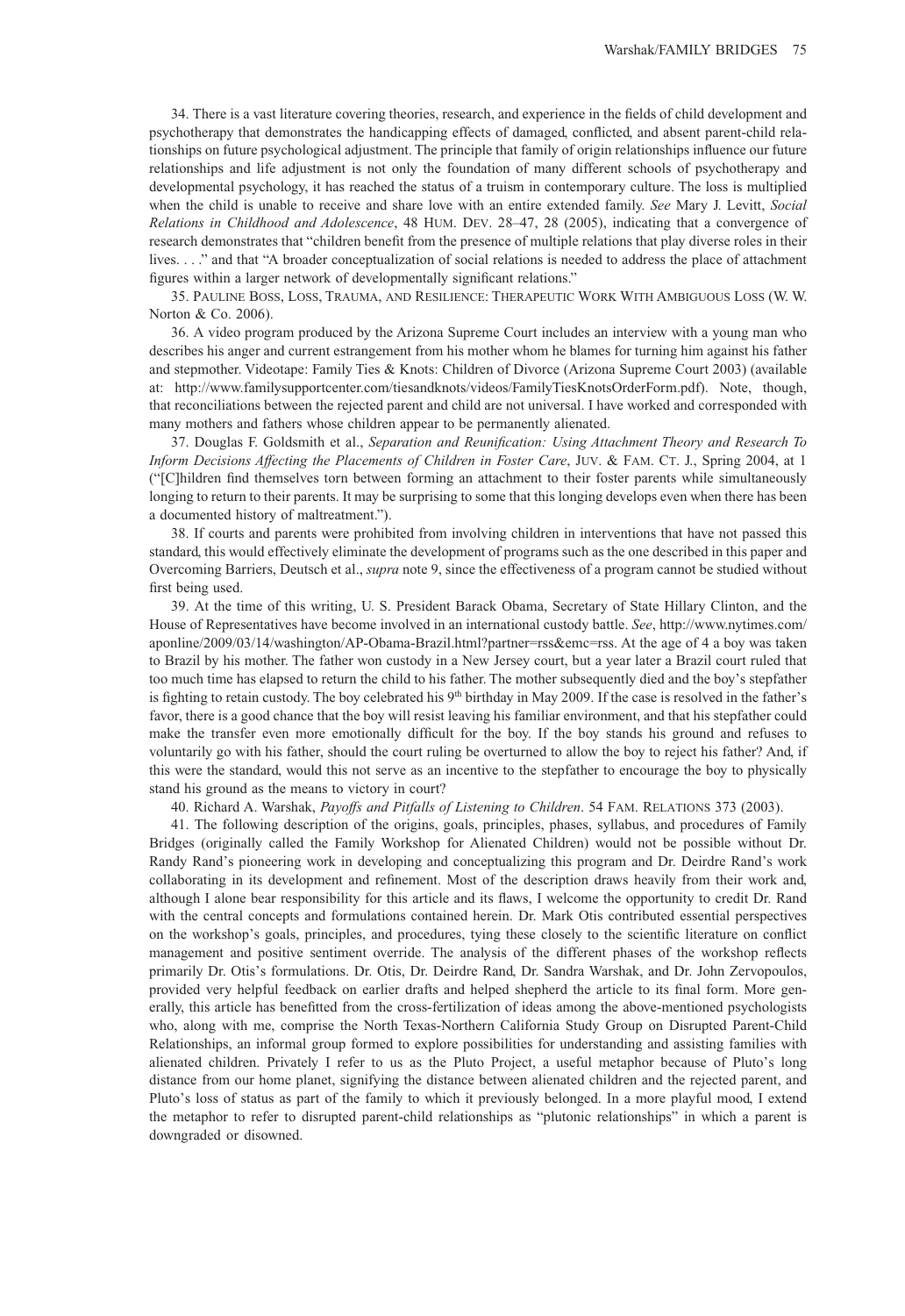34. There is a vast literature covering theories, research, and experience in the fields of child development and psychotherapy that demonstrates the handicapping effects of damaged, conflicted, and absent parent-child relationships on future psychological adjustment. The principle that family of origin relationships influence our future relationships and life adjustment is not only the foundation of many different schools of psychotherapy and developmental psychology, it has reached the status of a truism in contemporary culture. The loss is multiplied when the child is unable to receive and share love with an entire extended family. *See* Mary J. Levitt, *Social Relations in Childhood and Adolescence*, 48 HUM. DEV. 28–47, 28 (2005), indicating that a convergence of research demonstrates that "children benefit from the presence of multiple relations that play diverse roles in their lives. . . ." and that "A broader conceptualization of social relations is needed to address the place of attachment figures within a larger network of developmentally significant relations."

35. PAULINE BOSS, LOSS, TRAUMA, AND RESILIENCE: THERAPEUTIC WORK WITH AMBIGUOUS LOSS (W. W. Norton & Co. 2006).

36. A video program produced by the Arizona Supreme Court includes an interview with a young man who describes his anger and current estrangement from his mother whom he blames for turning him against his father and stepmother. Videotape: Family Ties & Knots: Children of Divorce (Arizona Supreme Court 2003) (available at: http://www.familysupportcenter.com/tiesandknots/videos/FamilyTiesKnotsOrderForm.pdf). Note, though, that reconciliations between the rejected parent and child are not universal. I have worked and corresponded with many mothers and fathers whose children appear to be permanently alienated.

37. Douglas F. Goldsmith et al., *Separation and Reunification: Using Attachment Theory and Research To Inform Decisions Affecting the Placements of Children in Foster Care*, JUV. & FAM. CT. J., Spring 2004, at 1 ("[C]hildren find themselves torn between forming an attachment to their foster parents while simultaneously longing to return to their parents. It may be surprising to some that this longing develops even when there has been a documented history of maltreatment.").

38. If courts and parents were prohibited from involving children in interventions that have not passed this standard, this would effectively eliminate the development of programs such as the one described in this paper and Overcoming Barriers, Deutsch et al., *supra* note 9, since the effectiveness of a program cannot be studied without first being used.

39. At the time of this writing, U. S. President Barack Obama, Secretary of State Hillary Clinton, and the House of Representatives have become involved in an international custody battle. *See*, http://www.nytimes.com/aponline/2009/03/14/washington/AP-Obama-Brazil.html?partner=rss&emc=rss. At the age of 4 a boy was taken to Brazil by his mother. The father won custody in a New Jersey court, but a year later a Brazil court ruled that too much time has elapsed to return the child to his father. The mother subsequently died and the boy's stepfather is fighting to retain custody. The boy celebrated his 9th birthday in May 2009. If the case is resolved in the father's favor, there is a good chance that the boy will resist leaving his familiar environment, and that his stepfather could make the transfer even more emotionally difficult for the boy. If the boy stands his ground and refuses to voluntarily go with his father, should the court ruling be overturned to allow the boy to reject his father? And, if this were the standard, would this not serve as an incentive to the stepfather to encourage the boy to physically stand his ground as the means to victory in court?

40. Richard A. Warshak, *Payoffs and Pitfalls of Listening to Children*. 54 FAM. RELATIONS 373 (2003).

41. The following description of the origins, goals, principles, phases, syllabus, and procedures of Family Bridges (originally called the Family Workshop for Alienated Children) would not be possible without Dr. Randy Rand's pioneering work in developing and conceptualizing this program and Dr. Deirdre Rand's work collaborating in its development and refinement. Most of the description draws heavily from their work and, although I alone bear responsibility for this article and its flaws, I welcome the opportunity to credit Dr. Rand with the central concepts and formulations contained herein. Dr. Mark Otis contributed essential perspectives on the workshop's goals, principles, and procedures, tying these closely to the scientific literature on conflict management and positive sentiment override. The analysis of the different phases of the workshop reflects primarily Dr. Otis's formulations. Dr. Otis, Dr. Deirdre Rand, Dr. Sandra Warshak, and Dr. John Zervopoulos, provided very helpful feedback on earlier drafts and helped shepherd the article to its final form. More generally, this article has benefitted from the cross-fertilization of ideas among the above-mentioned psychologists who, along with me, comprise the North Texas-Northern California Study Group on Disrupted Parent-Child Relationships, an informal group formed to explore possibilities for understanding and assisting families with alienated children. Privately I refer to us as the Pluto Project, a useful metaphor because of Pluto's long distance from our home planet, signifying the distance between alienated children and the rejected parent, and Pluto's loss of status as part of the family to which it previously belonged. In a more playful mood, I extend the metaphor to refer to disrupted parent-child relationships as "plutonic relationships" in which a parent is downgraded or disowned.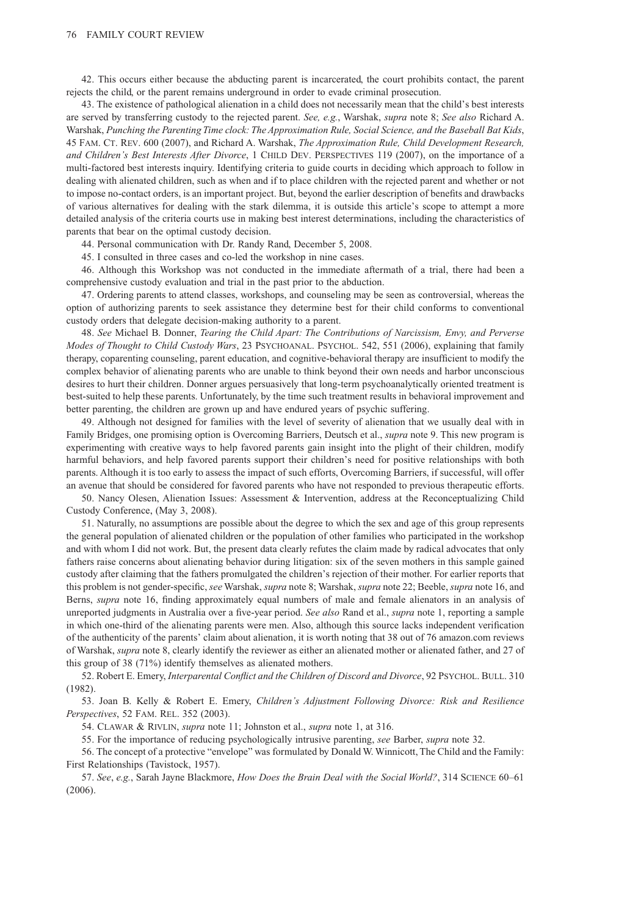42. This occurs either because the abducting parent is incarcerated, the court prohibits contact, the parent rejects the child, or the parent remains underground in order to evade criminal prosecution.

43. The existence of pathological alienation in a child does not necessarily mean that the child's best interests are served by transferring custody to the rejected parent. *See, e.g.*, Warshak, *supra* note 8; *See also* Richard A. Warshak, *Punching the Parenting Time clock: The Approximation Rule, Social Science, and the Baseball Bat Kids*, 45 FAM. CT. REV. 600 (2007), and Richard A. Warshak, *The Approximation Rule, Child Development Research, and Children's Best Interests After Divorce*, 1 CHILD DEV. PERSPECTIVES 119 (2007), on the importance of a multi-factored best interests inquiry. Identifying criteria to guide courts in deciding which approach to follow in dealing with alienated children, such as when and if to place children with the rejected parent and whether or not to impose no-contact orders, is an important project. But, beyond the earlier description of benefits and drawbacks of various alternatives for dealing with the stark dilemma, it is outside this article's scope to attempt a more detailed analysis of the criteria courts use in making best interest determinations, including the characteristics of parents that bear on the optimal custody decision.

44. Personal communication with Dr. Randy Rand, December 5, 2008.

45. I consulted in three cases and co-led the workshop in nine cases.

46. Although this Workshop was not conducted in the immediate aftermath of a trial, there had been a comprehensive custody evaluation and trial in the past prior to the abduction.

47. Ordering parents to attend classes, workshops, and counseling may be seen as controversial, whereas the option of authorizing parents to seek assistance they determine best for their child conforms to conventional custody orders that delegate decision-making authority to a parent.

48. *See* Michael B. Donner, *Tearing the Child Apart: The Contributions of Narcissism, Envy, and Perverse Modes of Thought to Child Custody Wars*, 23 PSYCHOANAL. PSYCHOL. 542, 551 (2006), explaining that family therapy, coparenting counseling, parent education, and cognitive-behavioral therapy are insufficient to modify the complex behavior of alienating parents who are unable to think beyond their own needs and harbor unconscious desires to hurt their children. Donner argues persuasively that long-term psychoanalytically oriented treatment is best-suited to help these parents. Unfortunately, by the time such treatment results in behavioral improvement and better parenting, the children are grown up and have endured years of psychic suffering.

49. Although not designed for families with the level of severity of alienation that we usually deal with in Family Bridges, one promising option is Overcoming Barriers, Deutsch et al., *supra* note 9. This new program is experimenting with creative ways to help favored parents gain insight into the plight of their children, modify harmful behaviors, and help favored parents support their children's need for positive relationships with both parents. Although it is too early to assess the impact of such efforts, Overcoming Barriers, if successful, will offer an avenue that should be considered for favored parents who have not responded to previous therapeutic efforts.

50. Nancy Olesen, Alienation Issues: Assessment & Intervention, address at the Reconceptualizing Child Custody Conference, (May 3, 2008).

51. Naturally, no assumptions are possible about the degree to which the sex and age of this group represents the general population of alienated children or the population of other families who participated in the workshop and with whom I did not work. But, the present data clearly refutes the claim made by radical advocates that only fathers raise concerns about alienating behavior during litigation: six of the seven mothers in this sample gained custody after claiming that the fathers promulgated the children's rejection of their mother. For earlier reports that this problem is not gender-specific, *see* Warshak, *supra* note 8; Warshak, *supra* note 22; Beeble, *supra* note 16, and Berns, *supra* note 16, finding approximately equal numbers of male and female alienators in an analysis of unreported judgments in Australia over a five-year period. *See also* Rand et al., *supra* note 1, reporting a sample in which one-third of the alienating parents were men. Also, although this source lacks independent verification of the authenticity of the parents' claim about alienation, it is worth noting that 38 out of 76 amazon.com reviews of Warshak, *supra* note 8, clearly identify the reviewer as either an alienated mother or alienated father, and 27 of this group of 38 (71%) identify themselves as alienated mothers.

52. Robert E. Emery, *Interparental Conflict and the Children of Discord and Divorce*, 92 PSYCHOL. BULL. 310 (1982).

53. Joan B. Kelly & Robert E. Emery, *Children's Adjustment Following Divorce: Risk and Resilience Perspectives*, 52 FAM. REL. 352 (2003).

54. CLAWAR & RIVLIN, *supra* note 11; Johnston et al., *supra* note 1, at 316.

55. For the importance of reducing psychologically intrusive parenting, *see* Barber, *supra* note 32.

56. The concept of a protective "envelope" was formulated by Donald W. Winnicott, The Child and the Family: First Relationships (Tavistock, 1957).

57. *See*, *e.g.*, Sarah Jayne Blackmore, *How Does the Brain Deal with the Social World?*, 314 SCIENCE 60–61 (2006).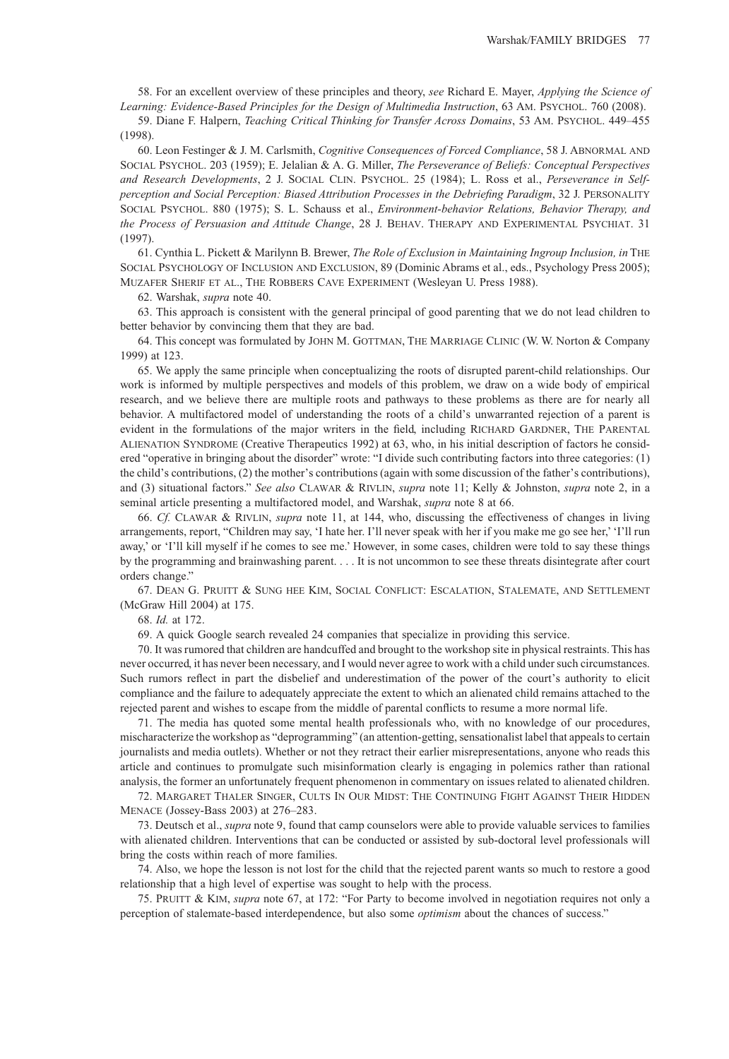58. For an excellent overview of these principles and theory, *see* Richard E. Mayer, *Applying the Science of Learning: Evidence-Based Principles for the Design of Multimedia Instruction*, 63 AM. PSYCHOL. 760 (2008).

59. Diane F. Halpern, *Teaching Critical Thinking for Transfer Across Domains*, 53 AM. PSYCHOL. 449–455 (1998).

60. Leon Festinger & J. M. Carlsmith, *Cognitive Consequences of Forced Compliance*, 58 J. ABNORMAL AND SOCIAL PSYCHOL. 203 (1959); E. Jelalian & A. G. Miller, *The Perseverance of Beliefs: Conceptual Perspectives and Research Developments*, 2 J. SOCIAL CLIN. PSYCHOL. 25 (1984); L. Ross et al., *Perseverance in Self-perception and Social Perception: Biased Attribution Processes in the Debriefing Paradigm*, 32 J. PERSONALITY SOCIAL PSYCHOL. 880 (1975); S. L. Schauss et al., *Environment-behavior Relations, Behavior Therapy, and the Process of Persuasion and Attitude Change*, 28 J. BEHAV. THERAPY AND EXPERIMENTAL PSYCHIAT. 31 (1997).

61. Cynthia L. Pickett & Marilynn B. Brewer, *The Role of Exclusion in Maintaining Ingroup Inclusion, in* THE SOCIAL PSYCHOLOGY OF INCLUSION AND EXCLUSION, 89 (Dominic Abrams et al., eds., Psychology Press 2005); MUZAFER SHERIF ET AL., THE ROBBERS CAVE EXPERIMENT (Wesleyan U. Press 1988).

62. Warshak, *supra* note 40.

63. This approach is consistent with the general principal of good parenting that we do not lead children to better behavior by convincing them that they are bad.

64. This concept was formulated by JOHN M. GOTTMAN, THE MARRIAGE CLINIC (W. W. Norton & Company 1999) at 123.

65. We apply the same principle when conceptualizing the roots of disrupted parent-child relationships. Our work is informed by multiple perspectives and models of this problem, we draw on a wide body of empirical research, and we believe there are multiple roots and pathways to these problems as there are for nearly all behavior. A multifactored model of understanding the roots of a child's unwarranted rejection of a parent is evident in the formulations of the major writers in the field, including RICHARD GARDNER, THE PARENTAL ALIENATION SYNDROME (Creative Therapeutics 1992) at 63, who, in his initial description of factors he considered "operative in bringing about the disorder" wrote: "I divide such contributing factors into three categories: (1) the child's contributions, (2) the mother's contributions (again with some discussion of the father's contributions), and (3) situational factors." *See also* CLAWAR & RIVLIN, *supra* note 11; Kelly & Johnston, *supra* note 2, in a seminal article presenting a multifactored model, and Warshak, *supra* note 8 at 66.

66. *Cf.* CLAWAR & RIVLIN, *supra* note 11, at 144, who, discussing the effectiveness of changes in living arrangements, report, "Children may say, 'I hate her. I'll never speak with her if you make me go see her,' 'I'll run away,' or 'I'll kill myself if he comes to see me.' However, in some cases, children were told to say these things by the programming and brainwashing parent. . . . It is not uncommon to see these threats disintegrate after court orders change."

67. DEAN G. PRUITT & SUNG HEE KIM, SOCIAL CONFLICT: ESCALATION, STALEMATE, AND SETTLEMENT (McGraw Hill 2004) at 175.

68. *Id.* at 172.

69. A quick Google search revealed 24 companies that specialize in providing this service.

70. It was rumored that children are handcuffed and brought to the workshop site in physical restraints. This has never occurred, it has never been necessary, and I would never agree to work with a child under such circumstances. Such rumors reflect in part the disbelief and underestimation of the power of the court's authority to elicit compliance and the failure to adequately appreciate the extent to which an alienated child remains attached to the rejected parent and wishes to escape from the middle of parental conflicts to resume a more normal life.

71. The media has quoted some mental health professionals who, with no knowledge of our procedures, mischaracterize the workshop as "deprogramming" (an attention-getting, sensationalist label that appeals to certain journalists and media outlets). Whether or not they retract their earlier misrepresentations, anyone who reads this article and continues to promulgate such misinformation clearly is engaging in polemics rather than rational analysis, the former an unfortunately frequent phenomenon in commentary on issues related to alienated children.

72. MARGARET THALER SINGER, CULTS IN OUR MIDST: THE CONTINUING FIGHT AGAINST THEIR HIDDEN MENACE (Jossey-Bass 2003) at 276–283.

73. Deutsch et al., *supra* note 9, found that camp counselors were able to provide valuable services to families with alienated children. Interventions that can be conducted or assisted by sub-doctoral level professionals will bring the costs within reach of more families.

74. Also, we hope the lesson is not lost for the child that the rejected parent wants so much to restore a good relationship that a high level of expertise was sought to help with the process.

75. PRUITT & KIM, *supra* note 67, at 172: "For Party to become involved in negotiation requires not only a perception of stalemate-based interdependence, but also some *optimism* about the chances of success."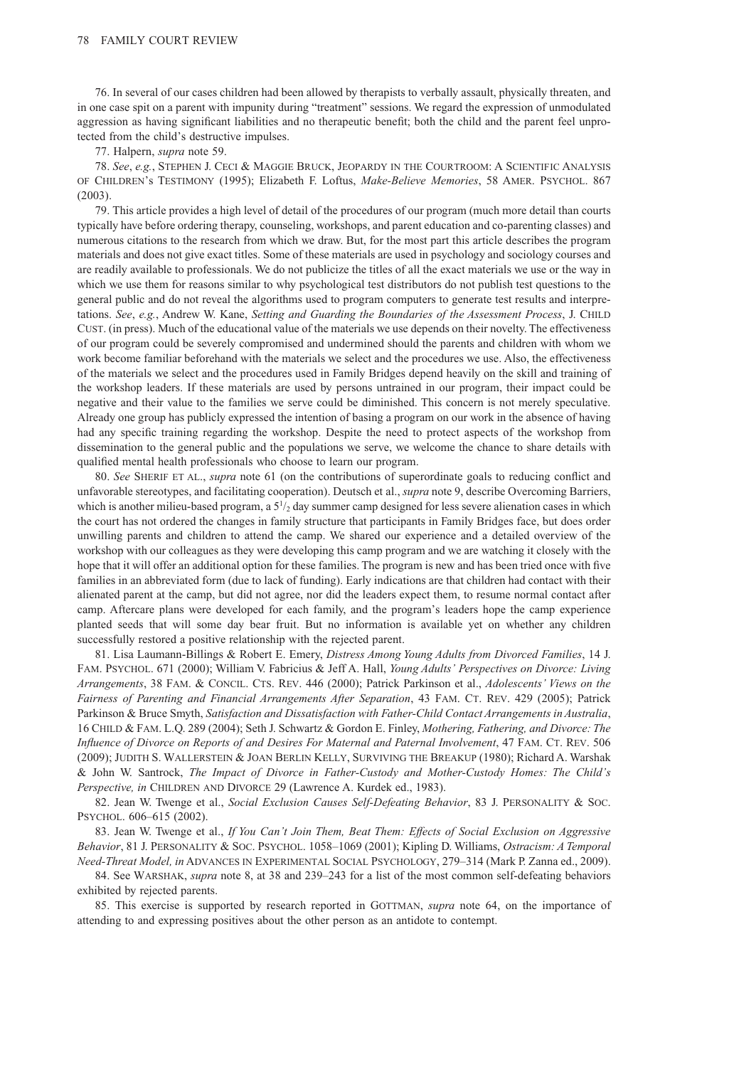76. In several of our cases children had been allowed by therapists to verbally assault, physically threaten, and in one case spit on a parent with impunity during "treatment" sessions. We regard the expression of unmodulated aggression as having significant liabilities and no therapeutic benefit; both the child and the parent feel unprotected from the child's destructive impulses.

77. Halpern, *supra* note 59.

78. *See*, *e.g.*, STEPHEN J. CECI & MAGGIE BRUCK, JEOPARDY IN THE COURTROOM: A SCIENTIFIC ANALYSIS OF CHILDREN'S TESTIMONY (1995); Elizabeth F. Loftus, *Make-Believe Memories*, 58 AMER. PSYCHOL. 867 (2003).

79. This article provides a high level of detail of the procedures of our program (much more detail than courts typically have before ordering therapy, counseling, workshops, and parent education and co-parenting classes) and numerous citations to the research from which we draw. But, for the most part this article describes the program materials and does not give exact titles. Some of these materials are used in psychology and sociology courses and are readily available to professionals. We do not publicize the titles of all the exact materials we use or the way in which we use them for reasons similar to why psychological test distributors do not publish test questions to the general public and do not reveal the algorithms used to program computers to generate test results and interpretations. *See*, *e.g.*, Andrew W. Kane, *Setting and Guarding the Boundaries of the Assessment Process*, J. CHILD CUST. (in press). Much of the educational value of the materials we use depends on their novelty. The effectiveness of our program could be severely compromised and undermined should the parents and children with whom we work become familiar beforehand with the materials we select and the procedures we use. Also, the effectiveness of the materials we select and the procedures used in Family Bridges depend heavily on the skill and training of the workshop leaders. If these materials are used by persons untrained in our program, their impact could be negative and their value to the families we serve could be diminished. This concern is not merely speculative. Already one group has publicly expressed the intention of basing a program on our work in the absence of having had any specific training regarding the workshop. Despite the need to protect aspects of the workshop from dissemination to the general public and the populations we serve, we welcome the chance to share details with qualified mental health professionals who choose to learn our program.

80. *See* SHERIF ET AL., *supra* note 61 (on the contributions of superordinate goals to reducing conflict and unfavorable stereotypes, and facilitating cooperation). Deutsch et al., *supra* note 9, describe Overcoming Barriers, which is another milieu-based program, a $5^1/_2$ day summer camp designed for less severe alienation cases in which the court has not ordered the changes in family structure that participants in Family Bridges face, but does order unwilling parents and children to attend the camp. We shared our experience and a detailed overview of the workshop with our colleagues as they were developing this camp program and we are watching it closely with the hope that it will offer an additional option for these families. The program is new and has been tried once with five families in an abbreviated form (due to lack of funding). Early indications are that children had contact with their alienated parent at the camp, but did not agree, nor did the leaders expect them, to resume normal contact after camp. Aftercare plans were developed for each family, and the program's leaders hope the camp experience planted seeds that will some day bear fruit. But no information is available yet on whether any children successfully restored a positive relationship with the rejected parent.

81. Lisa Laumann-Billings & Robert E. Emery, *Distress Among Young Adults from Divorced Families*, 14 J. FAM. PSYCHOL. 671 (2000); William V. Fabricius & Jeff A. Hall, *Young Adults' Perspectives on Divorce: Living Arrangements*, 38 FAM. & CONCIL. CTS. REV. 446 (2000); Patrick Parkinson et al., *Adolescents' Views on the Fairness of Parenting and Financial Arrangements After Separation*, 43 FAM. CT. REV. 429 (2005); Patrick Parkinson & Bruce Smyth, *Satisfaction and Dissatisfaction with Father-Child Contact Arrangements in Australia*, 16 CHILD & FAM. L.Q. 289 (2004); Seth J. Schwartz & Gordon E. Finley, *Mothering, Fathering, and Divorce: The Influence of Divorce on Reports of and Desires For Maternal and Paternal Involvement*, 47 FAM. CT. REV. 506 (2009); JUDITH S. WALLERSTEIN & JOAN BERLIN KELLY, SURVIVING THE BREAKUP (1980); Richard A. Warshak & John W. Santrock, *The Impact of Divorce in Father-Custody and Mother-Custody Homes: The Child's Perspective, in* CHILDREN AND DIVORCE 29 (Lawrence A. Kurdek ed., 1983).

82. Jean W. Twenge et al., *Social Exclusion Causes Self-Defeating Behavior*, 83 J. PERSONALITY & SOC. PSYCHOL. 606–615 (2002).

83. Jean W. Twenge et al., *If You Can't Join Them, Beat Them: Effects of Social Exclusion on Aggressive Behavior*, 81 J. PERSONALITY & SOC. PSYCHOL. 1058–1069 (2001); Kipling D. Williams, *Ostracism: A Temporal Need-Threat Model, in* ADVANCES IN EXPERIMENTAL SOCIAL PSYCHOLOGY, 279–314 (Mark P. Zanna ed., 2009).

84. See WARSHAK, *supra* note 8, at 38 and 239–243 for a list of the most common self-defeating behaviors exhibited by rejected parents.

85. This exercise is supported by research reported in GOTTMAN, *supra* note 64, on the importance of attending to and expressing positives about the other person as an antidote to contempt.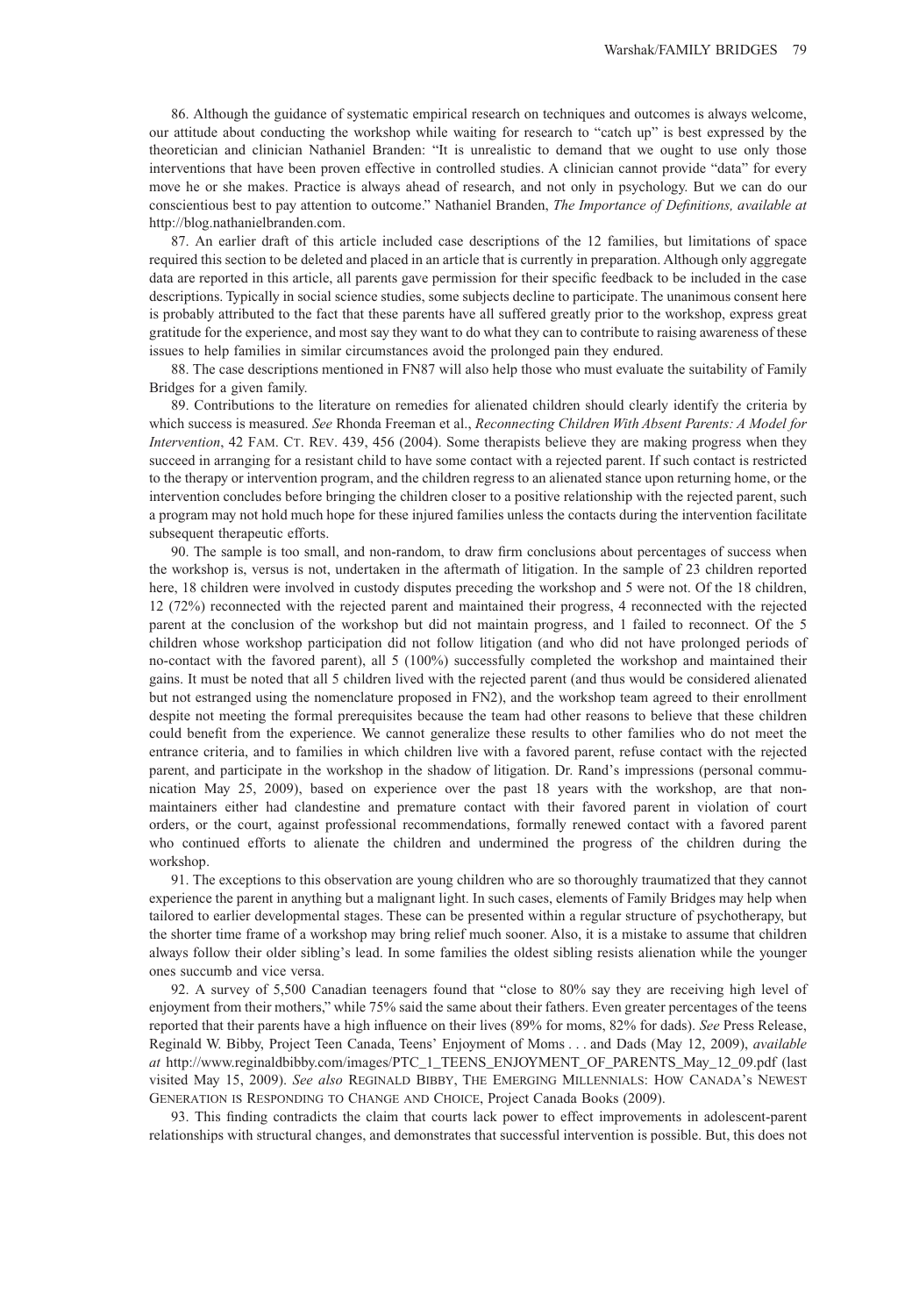86. Although the guidance of systematic empirical research on techniques and outcomes is always welcome, our attitude about conducting the workshop while waiting for research to "catch up" is best expressed by the theoretician and clinician Nathaniel Branden: "It is unrealistic to demand that we ought to use only those interventions that have been proven effective in controlled studies. A clinician cannot provide "data" for every move he or she makes. Practice is always ahead of research, and not only in psychology. But we can do our conscientious best to pay attention to outcome." Nathaniel Branden, *The Importance of Definitions, available at* http://blog.nathanielbranden.com.

87. An earlier draft of this article included case descriptions of the 12 families, but limitations of space required this section to be deleted and placed in an article that is currently in preparation. Although only aggregate data are reported in this article, all parents gave permission for their specific feedback to be included in the case descriptions. Typically in social science studies, some subjects decline to participate. The unanimous consent here is probably attributed to the fact that these parents have all suffered greatly prior to the workshop, express great gratitude for the experience, and most say they want to do what they can to contribute to raising awareness of these issues to help families in similar circumstances avoid the prolonged pain they endured.

88. The case descriptions mentioned in FN87 will also help those who must evaluate the suitability of Family Bridges for a given family.

89. Contributions to the literature on remedies for alienated children should clearly identify the criteria by which success is measured. *See* Rhonda Freeman et al., *Reconnecting Children With Absent Parents: A Model for Intervention*, 42 FAM. CT. REV. 439, 456 (2004). Some therapists believe they are making progress when they succeed in arranging for a resistant child to have some contact with a rejected parent. If such contact is restricted to the therapy or intervention program, and the children regress to an alienated stance upon returning home, or the intervention concludes before bringing the children closer to a positive relationship with the rejected parent, such a program may not hold much hope for these injured families unless the contacts during the intervention facilitate subsequent therapeutic efforts.

90. The sample is too small, and non-random, to draw firm conclusions about percentages of success when the workshop is, versus is not, undertaken in the aftermath of litigation. In the sample of 23 children reported here, 18 children were involved in custody disputes preceding the workshop and 5 were not. Of the 18 children, 12 (72%) reconnected with the rejected parent and maintained their progress, 4 reconnected with the rejected parent at the conclusion of the workshop but did not maintain progress, and 1 failed to reconnect. Of the 5 children whose workshop participation did not follow litigation (and who did not have prolonged periods of no-contact with the favored parent), all 5 (100%) successfully completed the workshop and maintained their gains. It must be noted that all 5 children lived with the rejected parent (and thus would be considered alienated but not estranged using the nomenclature proposed in FN2), and the workshop team agreed to their enrollment despite not meeting the formal prerequisites because the team had other reasons to believe that these children could benefit from the experience. We cannot generalize these results to other families who do not meet the entrance criteria, and to families in which children live with a favored parent, refuse contact with the rejected parent, and participate in the workshop in the shadow of litigation. Dr. Rand's impressions (personal communication May 25, 2009), based on experience over the past 18 years with the workshop, are that non-maintainers either had clandestine and premature contact with their favored parent in violation of court orders, or the court, against professional recommendations, formally renewed contact with a favored parent who continued efforts to alienate the children and undermined the progress of the children during the workshop.

91. The exceptions to this observation are young children who are so thoroughly traumatized that they cannot experience the parent in anything but a malignant light. In such cases, elements of Family Bridges may help when tailored to earlier developmental stages. These can be presented within a regular structure of psychotherapy, but the shorter time frame of a workshop may bring relief much sooner. Also, it is a mistake to assume that children always follow their older sibling's lead. In some families the oldest sibling resists alienation while the younger ones succumb and vice versa.

92. A survey of 5,500 Canadian teenagers found that "close to 80% say they are receiving high level of enjoyment from their mothers," while 75% said the same about their fathers. Even greater percentages of the teens reported that their parents have a high influence on their lives (89% for moms, 82% for dads). *See* Press Release, Reginald W. Bibby, Project Teen Canada, Teens' Enjoyment of Moms . . . and Dads (May 12, 2009), *available at* http://www.reginaldbibby.com/images/PTC_1_TEENS_ENJOYMENT_OF_PARENTS_May_12_09.pdf (last visited May 15, 2009). *See also* REGINALD BIBBY, THE EMERGING MILLENNIALS: HOW CANADA'S NEWEST GENERATION IS RESPONDING TO CHANGE AND CHOICE, Project Canada Books (2009).

93. This finding contradicts the claim that courts lack power to effect improvements in adolescent-parent relationships with structural changes, and demonstrates that successful intervention is possible. But, this does not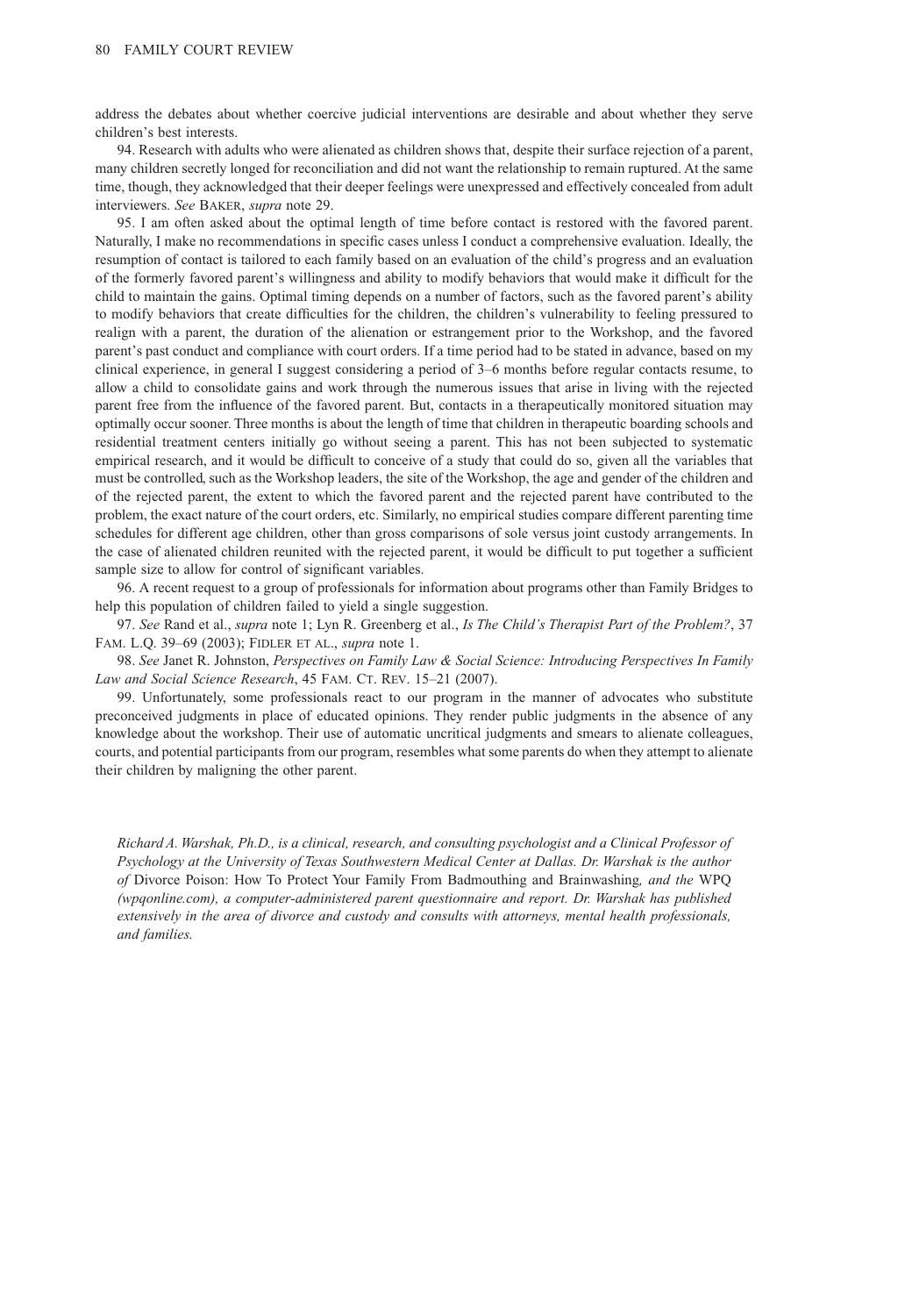address the debates about whether coercive judicial interventions are desirable and about whether they serve children's best interests.

94. Research with adults who were alienated as children shows that, despite their surface rejection of a parent, many children secretly longed for reconciliation and did not want the relationship to remain ruptured. At the same time, though, they acknowledged that their deeper feelings were unexpressed and effectively concealed from adult interviewers. *See* BAKER, *supra* note 29.

95. I am often asked about the optimal length of time before contact is restored with the favored parent. Naturally, I make no recommendations in specific cases unless I conduct a comprehensive evaluation. Ideally, the resumption of contact is tailored to each family based on an evaluation of the child's progress and an evaluation of the formerly favored parent's willingness and ability to modify behaviors that would make it difficult for the child to maintain the gains. Optimal timing depends on a number of factors, such as the favored parent's ability to modify behaviors that create difficulties for the children, the children's vulnerability to feeling pressured to realign with a parent, the duration of the alienation or estrangement prior to the Workshop, and the favored parent's past conduct and compliance with court orders. If a time period had to be stated in advance, based on my clinical experience, in general I suggest considering a period of 3–6 months before regular contacts resume, to allow a child to consolidate gains and work through the numerous issues that arise in living with the rejected parent free from the influence of the favored parent. But, contacts in a therapeutically monitored situation may optimally occur sooner. Three months is about the length of time that children in therapeutic boarding schools and residential treatment centers initially go without seeing a parent. This has not been subjected to systematic empirical research, and it would be difficult to conceive of a study that could do so, given all the variables that must be controlled, such as the Workshop leaders, the site of the Workshop, the age and gender of the children and of the rejected parent, the extent to which the favored parent and the rejected parent have contributed to the problem, the exact nature of the court orders, etc. Similarly, no empirical studies compare different parenting time schedules for different age children, other than gross comparisons of sole versus joint custody arrangements. In the case of alienated children reunited with the rejected parent, it would be difficult to put together a sufficient sample size to allow for control of significant variables.

96. A recent request to a group of professionals for information about programs other than Family Bridges to help this population of children failed to yield a single suggestion.

97. *See* Rand et al., *supra* note 1; Lyn R. Greenberg et al., *Is The Child's Therapist Part of the Problem?*, 37 FAM. L.Q. 39–69 (2003); FIDLER ET AL., *supra* note 1.

98. *See* Janet R. Johnston, *Perspectives on Family Law & Social Science: Introducing Perspectives In Family Law and Social Science Research*, 45 FAM. CT. REV. 15–21 (2007).

99. Unfortunately, some professionals react to our program in the manner of advocates who substitute preconceived judgments in place of educated opinions. They render public judgments in the absence of any knowledge about the workshop. Their use of automatic uncritical judgments and smears to alienate colleagues, courts, and potential participants from our program, resembles what some parents do when they attempt to alienate their children by maligning the other parent.

*Richard A. Warshak, Ph.D., is a clinical, research, and consulting psychologist and a Clinical Professor of Psychology at the University of Texas Southwestern Medical Center at Dallas. Dr. Warshak is the author of* Divorce Poison: How To Protect Your Family From Badmouthing and Brainwashing*, and the* WPQ *(wpqonline.com), a computer-administered parent questionnaire and report. Dr. Warshak has published extensively in the area of divorce and custody and consults with attorneys, mental health professionals, and families.*